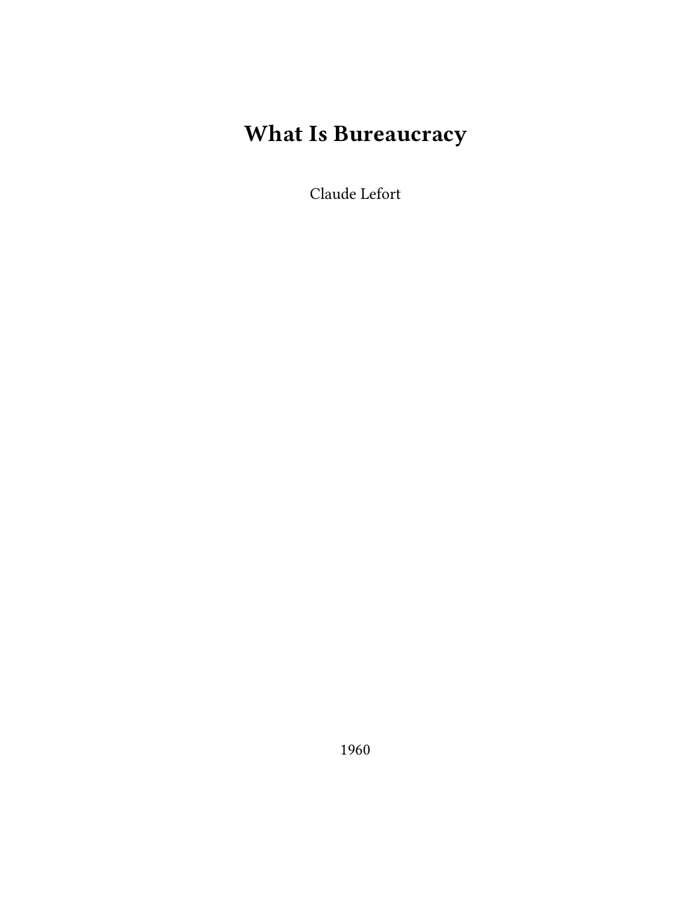# What Is Bureaucracy

Claude Lefort

1960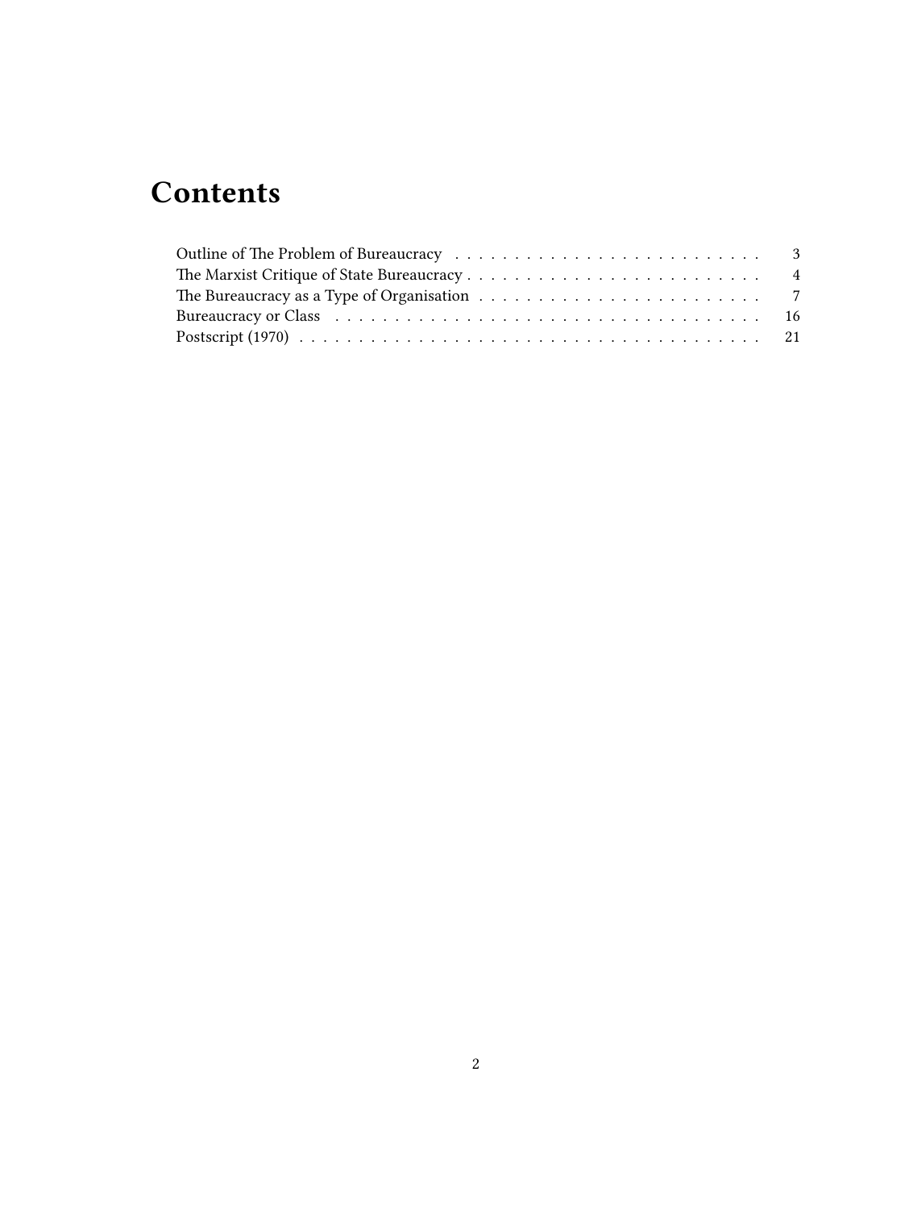# Contents

- Outline of The Problem of Bureaucracy . . . . . 3
- The Marxist Critique of State Bureaucracy . . . . . 4
- The Bureaucracy as a Type of Organisation . . . . . 7
- Bureaucracy or Class . . . . . 16
- Postscript (1970) . . . . . 21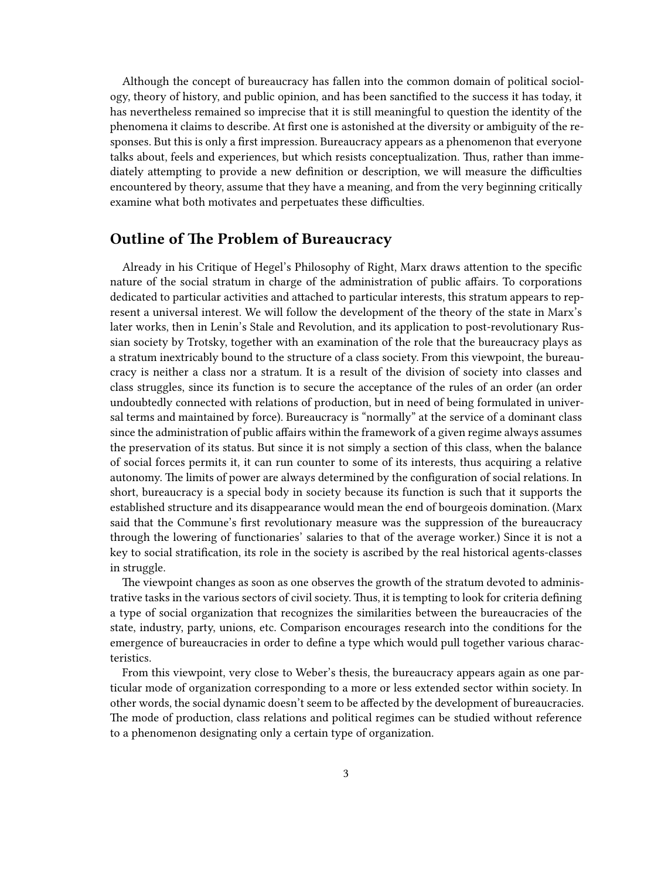Although the concept of bureaucracy has fallen into the common domain of political sociology, theory of history, and public opinion, and has been sanctified to the success it has today, it has nevertheless remained so imprecise that it is still meaningful to question the identity of the phenomena it claims to describe. At first one is astonished at the diversity or ambiguity of the responses. But this is only a first impression. Bureaucracy appears as a phenomenon that everyone talks about, feels and experiences, but which resists conceptualization. Thus, rather than immediately attempting to provide a new definition or description, we will measure the difficulties encountered by theory, assume that they have a meaning, and from the very beginning critically examine what both motivates and perpetuates these difficulties.

## Outline of The Problem of Bureaucracy

Already in his Critique of Hegel's Philosophy of Right, Marx draws attention to the specific nature of the social stratum in charge of the administration of public affairs. To corporations dedicated to particular activities and attached to particular interests, this stratum appears to represent a universal interest. We will follow the development of the theory of the state in Marx's later works, then in Lenin's Stale and Revolution, and its application to post-revolutionary Russian society by Trotsky, together with an examination of the role that the bureaucracy plays as a stratum inextricably bound to the structure of a class society. From this viewpoint, the bureaucracy is neither a class nor a stratum. It is a result of the division of society into classes and class struggles, since its function is to secure the acceptance of the rules of an order (an order undoubtedly connected with relations of production, but in need of being formulated in universal terms and maintained by force). Bureaucracy is "normally" at the service of a dominant class since the administration of public affairs within the framework of a given regime always assumes the preservation of its status. But since it is not simply a section of this class, when the balance of social forces permits it, it can run counter to some of its interests, thus acquiring a relative autonomy. The limits of power are always determined by the configuration of social relations. In short, bureaucracy is a special body in society because its function is such that it supports the established structure and its disappearance would mean the end of bourgeois domination. (Marx said that the Commune's first revolutionary measure was the suppression of the bureaucracy through the lowering of functionaries' salaries to that of the average worker.) Since it is not a key to social stratification, its role in the society is ascribed by the real historical agents-classes in struggle.

The viewpoint changes as soon as one observes the growth of the stratum devoted to administrative tasks in the various sectors of civil society. Thus, it is tempting to look for criteria defining a type of social organization that recognizes the similarities between the bureaucracies of the state, industry, party, unions, etc. Comparison encourages research into the conditions for the emergence of bureaucracies in order to define a type which would pull together various characteristics.

From this viewpoint, very close to Weber's thesis, the bureaucracy appears again as one particular mode of organization corresponding to a more or less extended sector within society. In other words, the social dynamic doesn't seem to be affected by the development of bureaucracies. The mode of production, class relations and political regimes can be studied without reference to a phenomenon designating only a certain type of organization.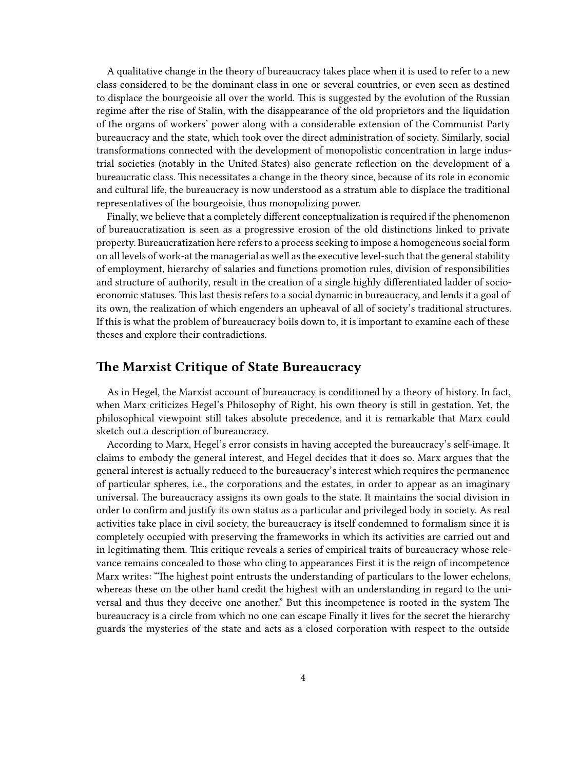A qualitative change in the theory of bureaucracy takes place when it is used to refer to a new class considered to be the dominant class in one or several countries, or even seen as destined to displace the bourgeoisie all over the world. This is suggested by the evolution of the Russian regime after the rise of Stalin, with the disappearance of the old proprietors and the liquidation of the organs of workers' power along with a considerable extension of the Communist Party bureaucracy and the state, which took over the direct administration of society. Similarly, social transformations connected with the development of monopolistic concentration in large industrial societies (notably in the United States) also generate reflection on the development of a bureaucratic class. This necessitates a change in the theory since, because of its role in economic and cultural life, the bureaucracy is now understood as a stratum able to displace the traditional representatives of the bourgeoisie, thus monopolizing power.

Finally, we believe that a completely different conceptualization is required if the phenomenon of bureaucratization is seen as a progressive erosion of the old distinctions linked to private property. Bureaucratization here refers to a process seeking to impose a homogeneous social form on all levels of work-at the managerial as well as the executive level-such that the general stability of employment, hierarchy of salaries and functions promotion rules, division of responsibilities and structure of authority, result in the creation of a single highly differentiated ladder of socio-economic statuses. This last thesis refers to a social dynamic in bureaucracy, and lends it a goal of its own, the realization of which engenders an upheaval of all of society's traditional structures. If this is what the problem of bureaucracy boils down to, it is important to examine each of these theses and explore their contradictions.

## The Marxist Critique of State Bureaucracy

As in Hegel, the Marxist account of bureaucracy is conditioned by a theory of history. In fact, when Marx criticizes Hegel's Philosophy of Right, his own theory is still in gestation. Yet, the philosophical viewpoint still takes absolute precedence, and it is remarkable that Marx could sketch out a description of bureaucracy.

According to Marx, Hegel's error consists in having accepted the bureaucracy's self-image. It claims to embody the general interest, and Hegel decides that it does so. Marx argues that the general interest is actually reduced to the bureaucracy's interest which requires the permanence of particular spheres, i.e., the corporations and the estates, in order to appear as an imaginary universal. The bureaucracy assigns its own goals to the state. It maintains the social division in order to confirm and justify its own status as a particular and privileged body in society. As real activities take place in civil society, the bureaucracy is itself condemned to formalism since it is completely occupied with preserving the frameworks in which its activities are carried out and in legitimating them. This critique reveals a series of empirical traits of bureaucracy whose relevance remains concealed to those who cling to appearances First it is the reign of incompetence Marx writes: "The highest point entrusts the understanding of particulars to the lower echelons, whereas these on the other hand credit the highest with an understanding in regard to the universal and thus they deceive one another." But this incompetence is rooted in the system The bureaucracy is a circle from which no one can escape Finally it lives for the secret the hierarchy guards the mysteries of the state and acts as a closed corporation with respect to the outside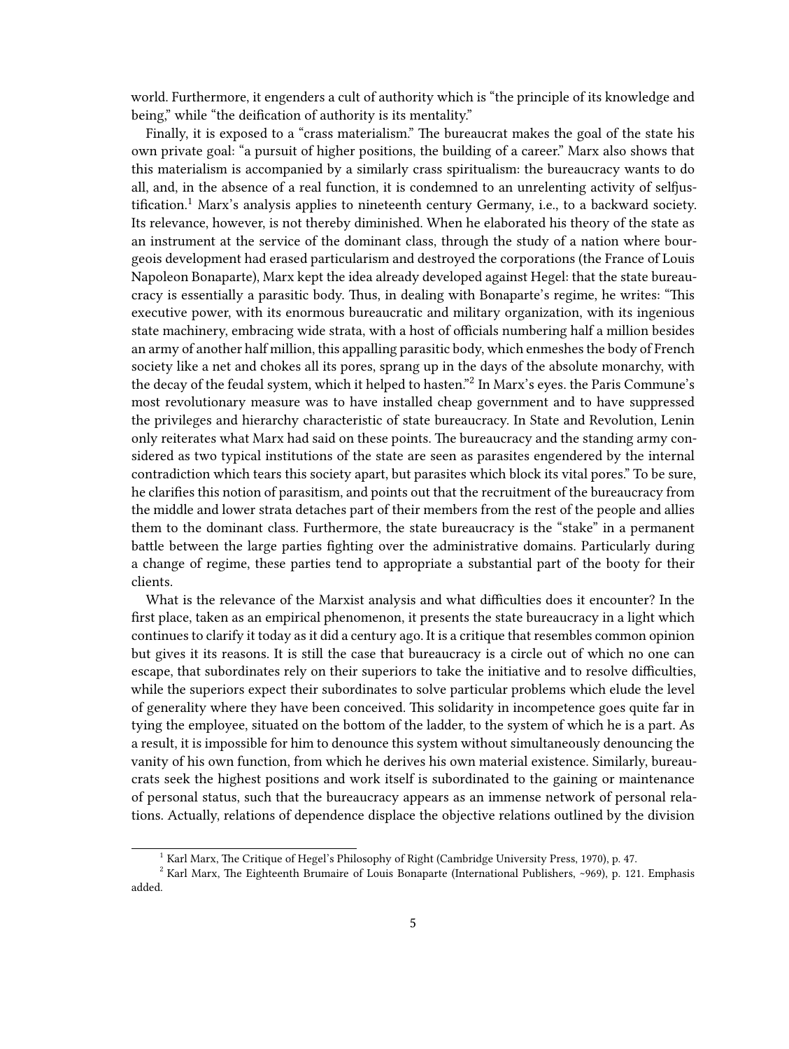world. Furthermore, it engenders a cult of authority which is "the principle of its knowledge and being," while "the deification of authority is its mentality."

Finally, it is exposed to a "crass materialism." The bureaucrat makes the goal of the state his own private goal: "a pursuit of higher positions, the building of a career." Marx also shows that this materialism is accompanied by a similarly crass spiritualism: the bureaucracy wants to do all, and, in the absence of a real function, it is condemned to an unrelenting activity of selfjustification.[1] Marx's analysis applies to nineteenth century Germany, i.e., to a backward society. Its relevance, however, is not thereby diminished. When he elaborated his theory of the state as an instrument at the service of the dominant class, through the study of a nation where bourgeois development had erased particularism and destroyed the corporations (the France of Louis Napoleon Bonaparte), Marx kept the idea already developed against Hegel: that the state bureaucracy is essentially a parasitic body. Thus, in dealing with Bonaparte's regime, he writes: "This executive power, with its enormous bureaucratic and military organization, with its ingenious state machinery, embracing wide strata, with a host of officials numbering half a million besides an army of another half million, this appalling parasitic body, which enmeshes the body of French society like a net and chokes all its pores, sprang up in the days of the absolute monarchy, with the decay of the feudal system, which it helped to hasten."[2] In Marx's eyes. the Paris Commune's most revolutionary measure was to have installed cheap government and to have suppressed the privileges and hierarchy characteristic of state bureaucracy. In State and Revolution, Lenin only reiterates what Marx had said on these points. The bureaucracy and the standing army considered as two typical institutions of the state are seen as parasites engendered by the internal contradiction which tears this society apart, but parasites which block its vital pores." To be sure, he clarifies this notion of parasitism, and points out that the recruitment of the bureaucracy from the middle and lower strata detaches part of their members from the rest of the people and allies them to the dominant class. Furthermore, the state bureaucracy is the "stake" in a permanent battle between the large parties fighting over the administrative domains. Particularly during a change of regime, these parties tend to appropriate a substantial part of the booty for their clients.

What is the relevance of the Marxist analysis and what difficulties does it encounter? In the first place, taken as an empirical phenomenon, it presents the state bureaucracy in a light which continues to clarify it today as it did a century ago. It is a critique that resembles common opinion but gives it its reasons. It is still the case that bureaucracy is a circle out of which no one can escape, that subordinates rely on their superiors to take the initiative and to resolve difficulties, while the superiors expect their subordinates to solve particular problems which elude the level of generality where they have been conceived. This solidarity in incompetence goes quite far in tying the employee, situated on the bottom of the ladder, to the system of which he is a part. As a result, it is impossible for him to denounce this system without simultaneously denouncing the vanity of his own function, from which he derives his own material existence. Similarly, bureaucrats seek the highest positions and work itself is subordinated to the gaining or maintenance of personal status, such that the bureaucracy appears as an immense network of personal relations. Actually, relations of dependence displace the objective relations outlined by the division

[1] Karl Marx, The Critique of Hegel's Philosophy of Right (Cambridge University Press, 1970), p. 47.

[2] Karl Marx, The Eighteenth Brumaire of Louis Bonaparte (International Publishers, ~969), p. 121. Emphasis added.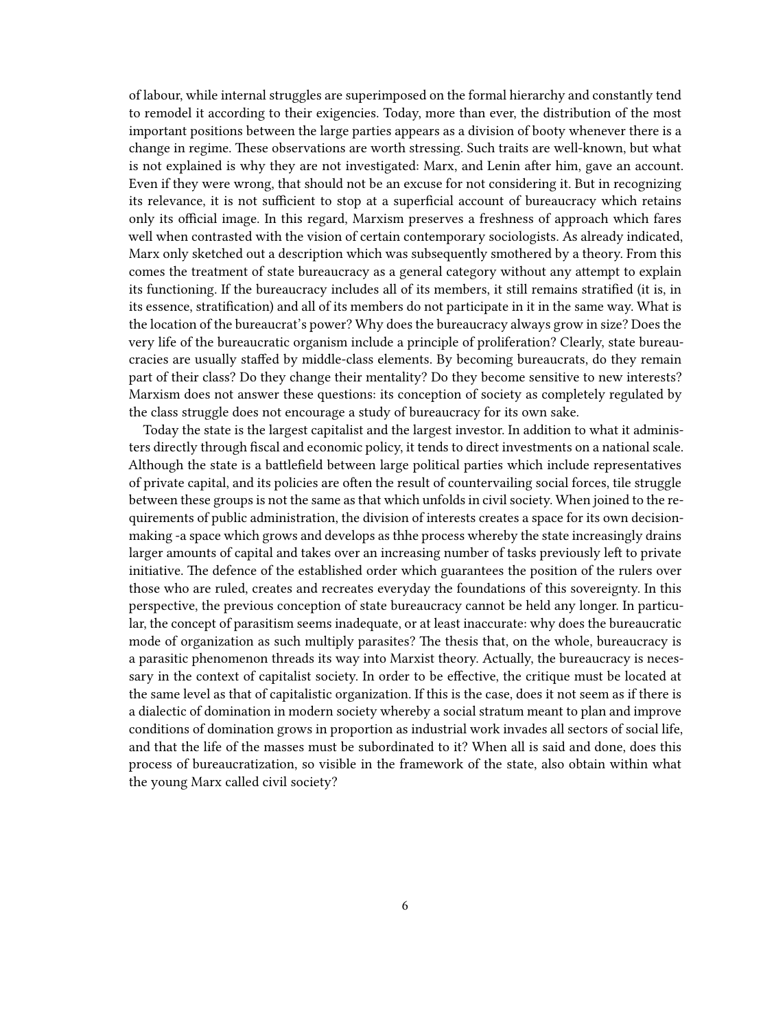of labour, while internal struggles are superimposed on the formal hierarchy and constantly tend to remodel it according to their exigencies. Today, more than ever, the distribution of the most important positions between the large parties appears as a division of booty whenever there is a change in regime. These observations are worth stressing. Such traits are well-known, but what is not explained is why they are not investigated: Marx, and Lenin after him, gave an account. Even if they were wrong, that should not be an excuse for not considering it. But in recognizing its relevance, it is not sufficient to stop at a superficial account of bureaucracy which retains only its official image. In this regard, Marxism preserves a freshness of approach which fares well when contrasted with the vision of certain contemporary sociologists. As already indicated, Marx only sketched out a description which was subsequently smothered by a theory. From this comes the treatment of state bureaucracy as a general category without any attempt to explain its functioning. If the bureaucracy includes all of its members, it still remains stratified (it is, in its essence, stratification) and all of its members do not participate in it in the same way. What is the location of the bureaucrat's power? Why does the bureaucracy always grow in size? Does the very life of the bureaucratic organism include a principle of proliferation? Clearly, state bureaucracies are usually staffed by middle-class elements. By becoming bureaucrats, do they remain part of their class? Do they change their mentality? Do they become sensitive to new interests? Marxism does not answer these questions: its conception of society as completely regulated by the class struggle does not encourage a study of bureaucracy for its own sake.

Today the state is the largest capitalist and the largest investor. In addition to what it administers directly through fiscal and economic policy, it tends to direct investments on a national scale. Although the state is a battlefield between large political parties which include representatives of private capital, and its policies are often the result of countervailing social forces, tile struggle between these groups is not the same as that which unfolds in civil society. When joined to the requirements of public administration, the division of interests creates a space for its own decision-making -a space which grows and develops as thhe process whereby the state increasingly drains larger amounts of capital and takes over an increasing number of tasks previously left to private initiative. The defence of the established order which guarantees the position of the rulers over those who are ruled, creates and recreates everyday the foundations of this sovereignty. In this perspective, the previous conception of state bureaucracy cannot be held any longer. In particular, the concept of parasitism seems inadequate, or at least inaccurate: why does the bureaucratic mode of organization as such multiply parasites? The thesis that, on the whole, bureaucracy is a parasitic phenomenon threads its way into Marxist theory. Actually, the bureaucracy is necessary in the context of capitalist society. In order to be effective, the critique must be located at the same level as that of capitalistic organization. If this is the case, does it not seem as if there is a dialectic of domination in modern society whereby a social stratum meant to plan and improve conditions of domination grows in proportion as industrial work invades all sectors of social life, and that the life of the masses must be subordinated to it? When all is said and done, does this process of bureaucratization, so visible in the framework of the state, also obtain within what the young Marx called civil society?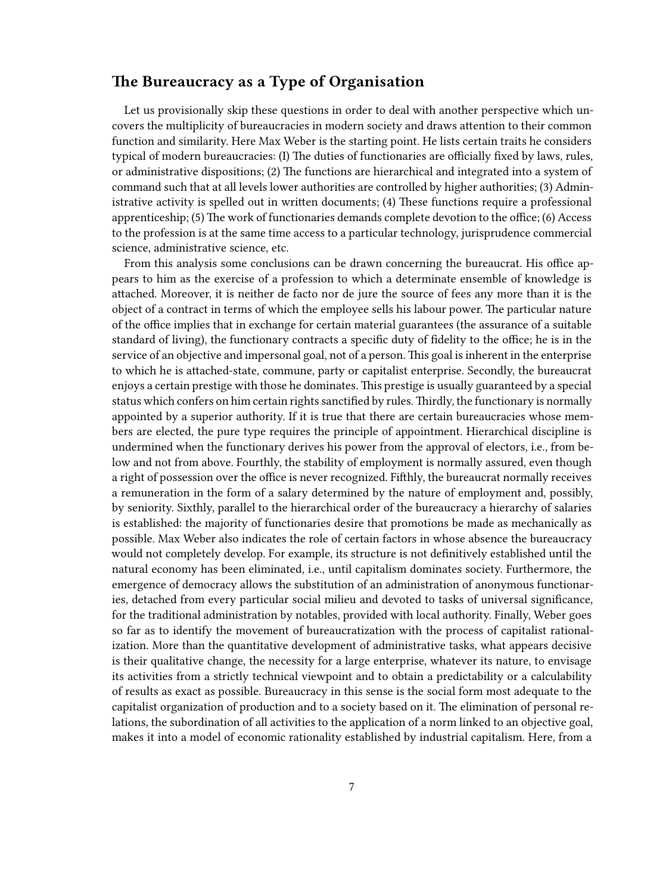## The Bureaucracy as a Type of Organisation

Let us provisionally skip these questions in order to deal with another perspective which uncovers the multiplicity of bureaucracies in modern society and draws attention to their common function and similarity. Here Max Weber is the starting point. He lists certain traits he considers typical of modern bureaucracies: (I) The duties of functionaries are officially fixed by laws, rules, or administrative dispositions; (2) The functions are hierarchical and integrated into a system of command such that at all levels lower authorities are controlled by higher authorities; (3) Administrative activity is spelled out in written documents; (4) These functions require a professional apprenticeship; (5) The work of functionaries demands complete devotion to the office; (6) Access to the profession is at the same time access to a particular technology, jurisprudence commercial science, administrative science, etc.

From this analysis some conclusions can be drawn concerning the bureaucrat. His office appears to him as the exercise of a profession to which a determinate ensemble of knowledge is attached. Moreover, it is neither de facto nor de jure the source of fees any more than it is the object of a contract in terms of which the employee sells his labour power. The particular nature of the office implies that in exchange for certain material guarantees (the assurance of a suitable standard of living), the functionary contracts a specific duty of fidelity to the office; he is in the service of an objective and impersonal goal, not of a person. This goal is inherent in the enterprise to which he is attached-state, commune, party or capitalist enterprise. Secondly, the bureaucrat enjoys a certain prestige with those he dominates. This prestige is usually guaranteed by a special status which confers on him certain rights sanctified by rules. Thirdly, the functionary is normally appointed by a superior authority. If it is true that there are certain bureaucracies whose members are elected, the pure type requires the principle of appointment. Hierarchical discipline is undermined when the functionary derives his power from the approval of electors, i.e., from below and not from above. Fourthly, the stability of employment is normally assured, even though a right of possession over the office is never recognized. Fifthly, the bureaucrat normally receives a remuneration in the form of a salary determined by the nature of employment and, possibly, by seniority. Sixthly, parallel to the hierarchical order of the bureaucracy a hierarchy of salaries is established: the majority of functionaries desire that promotions be made as mechanically as possible. Max Weber also indicates the role of certain factors in whose absence the bureaucracy would not completely develop. For example, its structure is not definitively established until the natural economy has been eliminated, i.e., until capitalism dominates society. Furthermore, the emergence of democracy allows the substitution of an administration of anonymous functionaries, detached from every particular social milieu and devoted to tasks of universal significance, for the traditional administration by notables, provided with local authority. Finally, Weber goes so far as to identify the movement of bureaucratization with the process of capitalist rationalization. More than the quantitative development of administrative tasks, what appears decisive is their qualitative change, the necessity for a large enterprise, whatever its nature, to envisage its activities from a strictly technical viewpoint and to obtain a predictability or a calculability of results as exact as possible. Bureaucracy in this sense is the social form most adequate to the capitalist organization of production and to a society based on it. The elimination of personal relations, the subordination of all activities to the application of a norm linked to an objective goal, makes it into a model of economic rationality established by industrial capitalism. Here, from a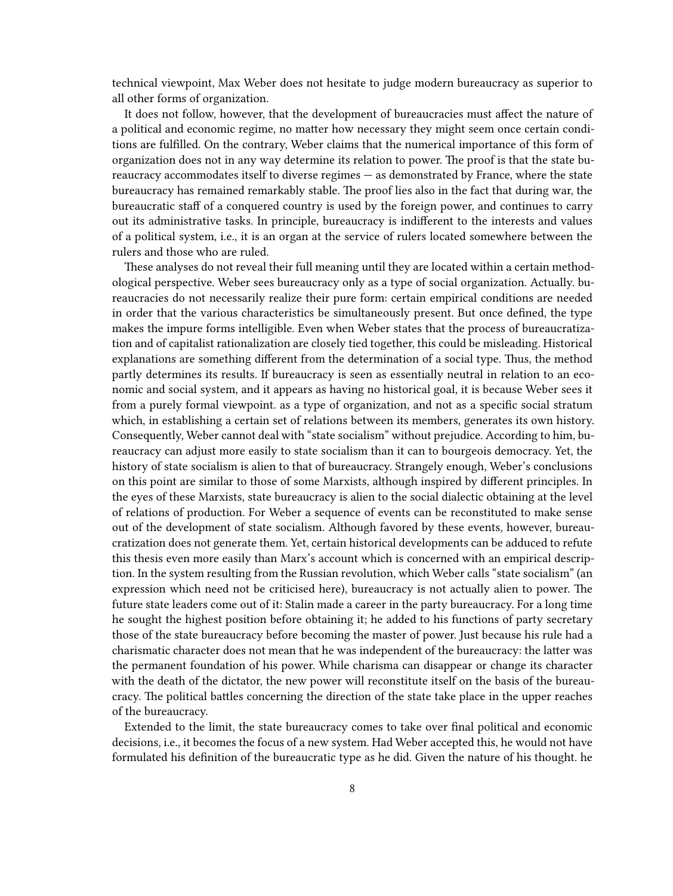technical viewpoint, Max Weber does not hesitate to judge modern bureaucracy as superior to all other forms of organization.

It does not follow, however, that the development of bureaucracies must affect the nature of a political and economic regime, no matter how necessary they might seem once certain conditions are fulfilled. On the contrary, Weber claims that the numerical importance of this form of organization does not in any way determine its relation to power. The proof is that the state bureaucracy accommodates itself to diverse regimes — as demonstrated by France, where the state bureaucracy has remained remarkably stable. The proof lies also in the fact that during war, the bureaucratic staff of a conquered country is used by the foreign power, and continues to carry out its administrative tasks. In principle, bureaucracy is indifferent to the interests and values of a political system, i.e., it is an organ at the service of rulers located somewhere between the rulers and those who are ruled.

These analyses do not reveal their full meaning until they are located within a certain methodological perspective. Weber sees bureaucracy only as a type of social organization. Actually. bureaucracies do not necessarily realize their pure form: certain empirical conditions are needed in order that the various characteristics be simultaneously present. But once defined, the type makes the impure forms intelligible. Even when Weber states that the process of bureaucratization and of capitalist rationalization are closely tied together, this could be misleading. Historical explanations are something different from the determination of a social type. Thus, the method partly determines its results. If bureaucracy is seen as essentially neutral in relation to an economic and social system, and it appears as having no historical goal, it is because Weber sees it from a purely formal viewpoint. as a type of organization, and not as a specific social stratum which, in establishing a certain set of relations between its members, generates its own history. Consequently, Weber cannot deal with "state socialism" without prejudice. According to him, bureaucracy can adjust more easily to state socialism than it can to bourgeois democracy. Yet, the history of state socialism is alien to that of bureaucracy. Strangely enough, Weber's conclusions on this point are similar to those of some Marxists, although inspired by different principles. In the eyes of these Marxists, state bureaucracy is alien to the social dialectic obtaining at the level of relations of production. For Weber a sequence of events can be reconstituted to make sense out of the development of state socialism. Although favored by these events, however, bureaucratization does not generate them. Yet, certain historical developments can be adduced to refute this thesis even more easily than Marx's account which is concerned with an empirical description. In the system resulting from the Russian revolution, which Weber calls "state socialism" (an expression which need not be criticised here), bureaucracy is not actually alien to power. The future state leaders come out of it: Stalin made a career in the party bureaucracy. For a long time he sought the highest position before obtaining it; he added to his functions of party secretary those of the state bureaucracy before becoming the master of power. Just because his rule had a charismatic character does not mean that he was independent of the bureaucracy: the latter was the permanent foundation of his power. While charisma can disappear or change its character with the death of the dictator, the new power will reconstitute itself on the basis of the bureaucracy. The political battles concerning the direction of the state take place in the upper reaches of the bureaucracy.

Extended to the limit, the state bureaucracy comes to take over final political and economic decisions, i.e., it becomes the focus of a new system. Had Weber accepted this, he would not have formulated his definition of the bureaucratic type as he did. Given the nature of his thought. he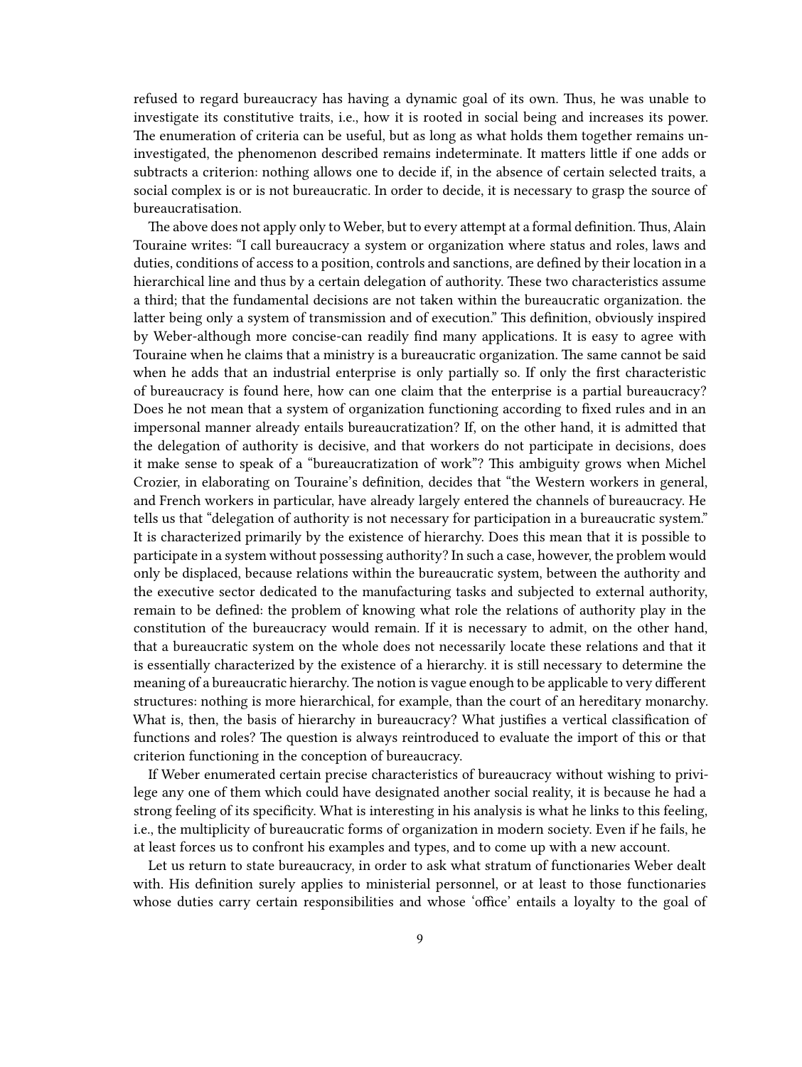refused to regard bureaucracy has having a dynamic goal of its own. Thus, he was unable to investigate its constitutive traits, i.e., how it is rooted in social being and increases its power. The enumeration of criteria can be useful, but as long as what holds them together remains uninvestigated, the phenomenon described remains indeterminate. It matters little if one adds or subtracts a criterion: nothing allows one to decide if, in the absence of certain selected traits, a social complex is or is not bureaucratic. In order to decide, it is necessary to grasp the source of bureaucratisation.

The above does not apply only to Weber, but to every attempt at a formal definition. Thus, Alain Touraine writes: "I call bureaucracy a system or organization where status and roles, laws and duties, conditions of access to a position, controls and sanctions, are defined by their location in a hierarchical line and thus by a certain delegation of authority. These two characteristics assume a third; that the fundamental decisions are not taken within the bureaucratic organization. the latter being only a system of transmission and of execution." This definition, obviously inspired by Weber-although more concise-can readily find many applications. It is easy to agree with Touraine when he claims that a ministry is a bureaucratic organization. The same cannot be said when he adds that an industrial enterprise is only partially so. If only the first characteristic of bureaucracy is found here, how can one claim that the enterprise is a partial bureaucracy? Does he not mean that a system of organization functioning according to fixed rules and in an impersonal manner already entails bureaucratization? If, on the other hand, it is admitted that the delegation of authority is decisive, and that workers do not participate in decisions, does it make sense to speak of a "bureaucratization of work"? This ambiguity grows when Michel Crozier, in elaborating on Touraine's definition, decides that "the Western workers in general, and French workers in particular, have already largely entered the channels of bureaucracy. He tells us that "delegation of authority is not necessary for participation in a bureaucratic system." It is characterized primarily by the existence of hierarchy. Does this mean that it is possible to participate in a system without possessing authority? In such a case, however, the problem would only be displaced, because relations within the bureaucratic system, between the authority and the executive sector dedicated to the manufacturing tasks and subjected to external authority, remain to be defined: the problem of knowing what role the relations of authority play in the constitution of the bureaucracy would remain. If it is necessary to admit, on the other hand, that a bureaucratic system on the whole does not necessarily locate these relations and that it is essentially characterized by the existence of a hierarchy. it is still necessary to determine the meaning of a bureaucratic hierarchy. The notion is vague enough to be applicable to very different structures: nothing is more hierarchical, for example, than the court of an hereditary monarchy. What is, then, the basis of hierarchy in bureaucracy? What justifies a vertical classification of functions and roles? The question is always reintroduced to evaluate the import of this or that criterion functioning in the conception of bureaucracy.

If Weber enumerated certain precise characteristics of bureaucracy without wishing to privilege any one of them which could have designated another social reality, it is because he had a strong feeling of its specificity. What is interesting in his analysis is what he links to this feeling, i.e., the multiplicity of bureaucratic forms of organization in modern society. Even if he fails, he at least forces us to confront his examples and types, and to come up with a new account.

Let us return to state bureaucracy, in order to ask what stratum of functionaries Weber dealt with. His definition surely applies to ministerial personnel, or at least to those functionaries whose duties carry certain responsibilities and whose 'office' entails a loyalty to the goal of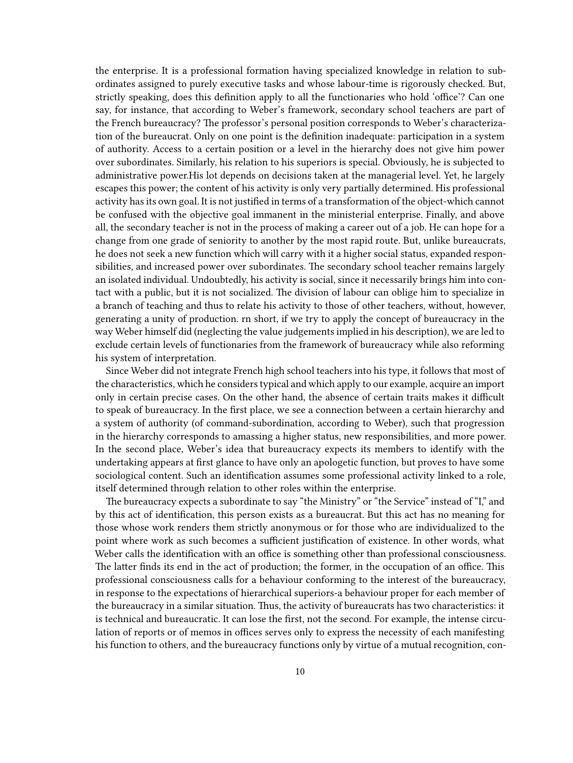the enterprise. It is a professional formation having specialized knowledge in relation to subordinates assigned to purely executive tasks and whose labour-time is rigorously checked. But, strictly speaking, does this definition apply to all the functionaries who hold 'office'? Can one say, for instance, that according to Weber's framework, secondary school teachers are part of the French bureaucracy? The professor's personal position corresponds to Weber's characterization of the bureaucrat. Only on one point is the definition inadequate: participation in a system of authority. Access to a certain position or a level in the hierarchy does not give him power over subordinates. Similarly, his relation to his superiors is special. Obviously, he is subjected to administrative power.His lot depends on decisions taken at the managerial level. Yet, he largely escapes this power; the content of his activity is only very partially determined. His professional activity has its own goal. It is not justified in terms of a transformation of the object-which cannot be confused with the objective goal immanent in the ministerial enterprise. Finally, and above all, the secondary teacher is not in the process of making a career out of a job. He can hope for a change from one grade of seniority to another by the most rapid route. But, unlike bureaucrats, he does not seek a new function which will carry with it a higher social status, expanded responsibilities, and increased power over subordinates. The secondary school teacher remains largely an isolated individual. Undoubtedly, his activity is social, since it necessarily brings him into contact with a public, but it is not socialized. The division of labour can oblige him to specialize in a branch of teaching and thus to relate his activity to those of other teachers, without, however, generating a unity of production. rn short, if we try to apply the concept of bureaucracy in the way Weber himself did (neglecting the value judgements implied in his description), we are led to exclude certain levels of functionaries from the framework of bureaucracy while also reforming his system of interpretation.

Since Weber did not integrate French high school teachers into his type, it follows that most of the characteristics, which he considers typical and which apply to our example, acquire an import only in certain precise cases. On the other hand, the absence of certain traits makes it difficult to speak of bureaucracy. In the first place, we see a connection between a certain hierarchy and a system of authority (of command-subordination, according to Weber), such that progression in the hierarchy corresponds to amassing a higher status, new responsibilities, and more power. In the second place, Weber's idea that bureaucracy expects its members to identify with the undertaking appears at first glance to have only an apologetic function, but proves to have some sociological content. Such an identification assumes some professional activity linked to a role, itself determined through relation to other roles within the enterprise.

The bureaucracy expects a subordinate to say "the Ministry" or "the Service" instead of "I," and by this act of identification, this person exists as a bureaucrat. But this act has no meaning for those whose work renders them strictly anonymous or for those who are individualized to the point where work as such becomes a sufficient justification of existence. In other words, what Weber calls the identification with an office is something other than professional consciousness. The latter finds its end in the act of production; the former, in the occupation of an office. This professional consciousness calls for a behaviour conforming to the interest of the bureaucracy, in response to the expectations of hierarchical superiors-a behaviour proper for each member of the bureaucracy in a similar situation. Thus, the activity of bureaucrats has two characteristics: it is technical and bureaucratic. It can lose the first, not the second. For example, the intense circulation of reports or of memos in offices serves only to express the necessity of each manifesting his function to others, and the bureaucracy functions only by virtue of a mutual recognition, con-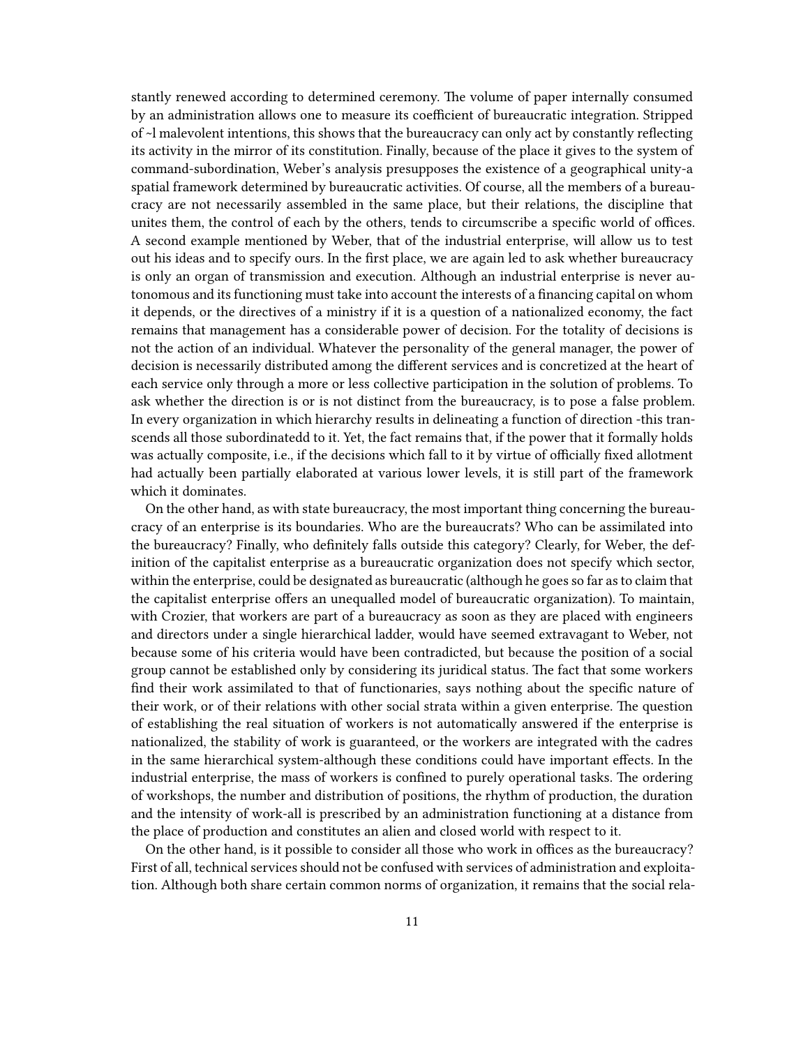stantly renewed according to determined ceremony. The volume of paper internally consumed by an administration allows one to measure its coefficient of bureaucratic integration. Stripped of ~l malevolent intentions, this shows that the bureaucracy can only act by constantly reflecting its activity in the mirror of its constitution. Finally, because of the place it gives to the system of command-subordination, Weber's analysis presupposes the existence of a geographical unity-a spatial framework determined by bureaucratic activities. Of course, all the members of a bureaucracy are not necessarily assembled in the same place, but their relations, the discipline that unites them, the control of each by the others, tends to circumscribe a specific world of offices. A second example mentioned by Weber, that of the industrial enterprise, will allow us to test out his ideas and to specify ours. In the first place, we are again led to ask whether bureaucracy is only an organ of transmission and execution. Although an industrial enterprise is never autonomous and its functioning must take into account the interests of a financing capital on whom it depends, or the directives of a ministry if it is a question of a nationalized economy, the fact remains that management has a considerable power of decision. For the totality of decisions is not the action of an individual. Whatever the personality of the general manager, the power of decision is necessarily distributed among the different services and is concretized at the heart of each service only through a more or less collective participation in the solution of problems. To ask whether the direction is or is not distinct from the bureaucracy, is to pose a false problem. In every organization in which hierarchy results in delineating a function of direction -this transcends all those subordinatedd to it. Yet, the fact remains that, if the power that it formally holds was actually composite, i.e., if the decisions which fall to it by virtue of officially fixed allotment had actually been partially elaborated at various lower levels, it is still part of the framework which it dominates.

On the other hand, as with state bureaucracy, the most important thing concerning the bureaucracy of an enterprise is its boundaries. Who are the bureaucrats? Who can be assimilated into the bureaucracy? Finally, who definitely falls outside this category? Clearly, for Weber, the definition of the capitalist enterprise as a bureaucratic organization does not specify which sector, within the enterprise, could be designated as bureaucratic (although he goes so far as to claim that the capitalist enterprise offers an unequalled model of bureaucratic organization). To maintain, with Crozier, that workers are part of a bureaucracy as soon as they are placed with engineers and directors under a single hierarchical ladder, would have seemed extravagant to Weber, not because some of his criteria would have been contradicted, but because the position of a social group cannot be established only by considering its juridical status. The fact that some workers find their work assimilated to that of functionaries, says nothing about the specific nature of their work, or of their relations with other social strata within a given enterprise. The question of establishing the real situation of workers is not automatically answered if the enterprise is nationalized, the stability of work is guaranteed, or the workers are integrated with the cadres in the same hierarchical system-although these conditions could have important effects. In the industrial enterprise, the mass of workers is confined to purely operational tasks. The ordering of workshops, the number and distribution of positions, the rhythm of production, the duration and the intensity of work-all is prescribed by an administration functioning at a distance from the place of production and constitutes an alien and closed world with respect to it.

On the other hand, is it possible to consider all those who work in offices as the bureaucracy? First of all, technical services should not be confused with services of administration and exploitation. Although both share certain common norms of organization, it remains that the social rela-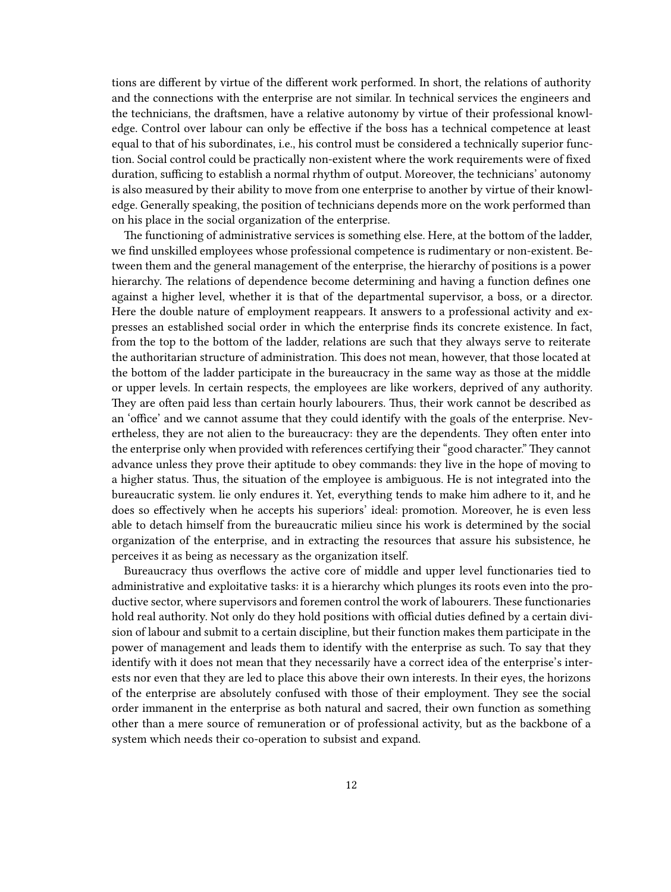tions are different by virtue of the different work performed. In short, the relations of authority and the connections with the enterprise are not similar. In technical services the engineers and the technicians, the draftsmen, have a relative autonomy by virtue of their professional knowledge. Control over labour can only be effective if the boss has a technical competence at least equal to that of his subordinates, i.e., his control must be considered a technically superior function. Social control could be practically non-existent where the work requirements were of fixed duration, sufficing to establish a normal rhythm of output. Moreover, the technicians' autonomy is also measured by their ability to move from one enterprise to another by virtue of their knowledge. Generally speaking, the position of technicians depends more on the work performed than on his place in the social organization of the enterprise.

The functioning of administrative services is something else. Here, at the bottom of the ladder, we find unskilled employees whose professional competence is rudimentary or non-existent. Between them and the general management of the enterprise, the hierarchy of positions is a power hierarchy. The relations of dependence become determining and having a function defines one against a higher level, whether it is that of the departmental supervisor, a boss, or a director. Here the double nature of employment reappears. It answers to a professional activity and expresses an established social order in which the enterprise finds its concrete existence. In fact, from the top to the bottom of the ladder, relations are such that they always serve to reiterate the authoritarian structure of administration. This does not mean, however, that those located at the bottom of the ladder participate in the bureaucracy in the same way as those at the middle or upper levels. In certain respects, the employees are like workers, deprived of any authority. They are often paid less than certain hourly labourers. Thus, their work cannot be described as an 'office' and we cannot assume that they could identify with the goals of the enterprise. Nevertheless, they are not alien to the bureaucracy: they are the dependents. They often enter into the enterprise only when provided with references certifying their "good character." They cannot advance unless they prove their aptitude to obey commands: they live in the hope of moving to a higher status. Thus, the situation of the employee is ambiguous. He is not integrated into the bureaucratic system. lie only endures it. Yet, everything tends to make him adhere to it, and he does so effectively when he accepts his superiors' ideal: promotion. Moreover, he is even less able to detach himself from the bureaucratic milieu since his work is determined by the social organization of the enterprise, and in extracting the resources that assure his subsistence, he perceives it as being as necessary as the organization itself.

Bureaucracy thus overflows the active core of middle and upper level functionaries tied to administrative and exploitative tasks: it is a hierarchy which plunges its roots even into the productive sector, where supervisors and foremen control the work of labourers. These functionaries hold real authority. Not only do they hold positions with official duties defined by a certain division of labour and submit to a certain discipline, but their function makes them participate in the power of management and leads them to identify with the enterprise as such. To say that they identify with it does not mean that they necessarily have a correct idea of the enterprise's interests nor even that they are led to place this above their own interests. In their eyes, the horizons of the enterprise are absolutely confused with those of their employment. They see the social order immanent in the enterprise as both natural and sacred, their own function as something other than a mere source of remuneration or of professional activity, but as the backbone of a system which needs their co-operation to subsist and expand.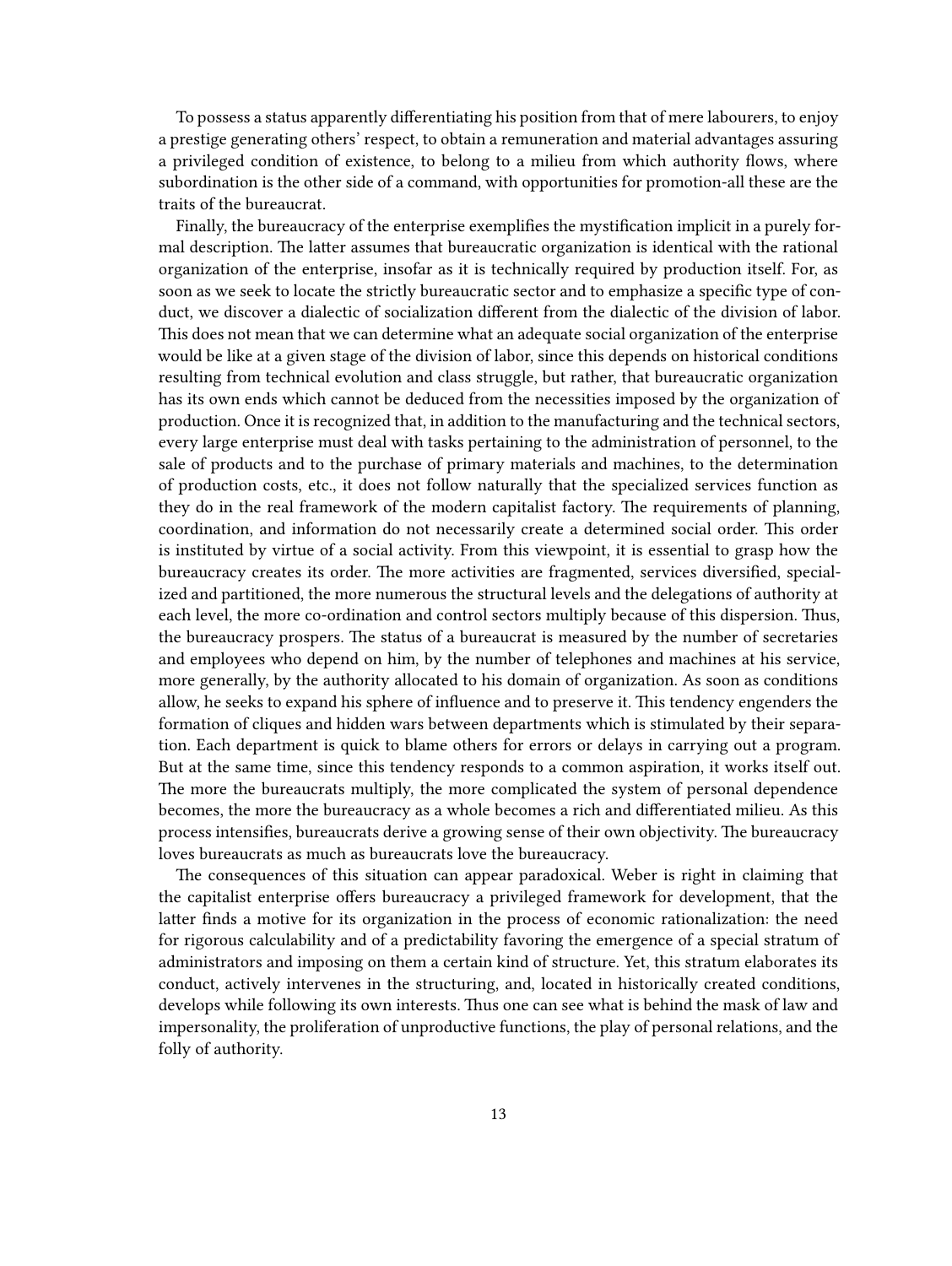To possess a status apparently differentiating his position from that of mere labourers, to enjoy a prestige generating others' respect, to obtain a remuneration and material advantages assuring a privileged condition of existence, to belong to a milieu from which authority flows, where subordination is the other side of a command, with opportunities for promotion-all these are the traits of the bureaucrat.

Finally, the bureaucracy of the enterprise exemplifies the mystification implicit in a purely formal description. The latter assumes that bureaucratic organization is identical with the rational organization of the enterprise, insofar as it is technically required by production itself. For, as soon as we seek to locate the strictly bureaucratic sector and to emphasize a specific type of conduct, we discover a dialectic of socialization different from the dialectic of the division of labor. This does not mean that we can determine what an adequate social organization of the enterprise would be like at a given stage of the division of labor, since this depends on historical conditions resulting from technical evolution and class struggle, but rather, that bureaucratic organization has its own ends which cannot be deduced from the necessities imposed by the organization of production. Once it is recognized that, in addition to the manufacturing and the technical sectors, every large enterprise must deal with tasks pertaining to the administration of personnel, to the sale of products and to the purchase of primary materials and machines, to the determination of production costs, etc., it does not follow naturally that the specialized services function as they do in the real framework of the modern capitalist factory. The requirements of planning, coordination, and information do not necessarily create a determined social order. This order is instituted by virtue of a social activity. From this viewpoint, it is essential to grasp how the bureaucracy creates its order. The more activities are fragmented, services diversified, specialized and partitioned, the more numerous the structural levels and the delegations of authority at each level, the more co-ordination and control sectors multiply because of this dispersion. Thus, the bureaucracy prospers. The status of a bureaucrat is measured by the number of secretaries and employees who depend on him, by the number of telephones and machines at his service, more generally, by the authority allocated to his domain of organization. As soon as conditions allow, he seeks to expand his sphere of influence and to preserve it. This tendency engenders the formation of cliques and hidden wars between departments which is stimulated by their separation. Each department is quick to blame others for errors or delays in carrying out a program. But at the same time, since this tendency responds to a common aspiration, it works itself out. The more the bureaucrats multiply, the more complicated the system of personal dependence becomes, the more the bureaucracy as a whole becomes a rich and differentiated milieu. As this process intensifies, bureaucrats derive a growing sense of their own objectivity. The bureaucracy loves bureaucrats as much as bureaucrats love the bureaucracy.

The consequences of this situation can appear paradoxical. Weber is right in claiming that the capitalist enterprise offers bureaucracy a privileged framework for development, that the latter finds a motive for its organization in the process of economic rationalization: the need for rigorous calculability and of a predictability favoring the emergence of a special stratum of administrators and imposing on them a certain kind of structure. Yet, this stratum elaborates its conduct, actively intervenes in the structuring, and, located in historically created conditions, develops while following its own interests. Thus one can see what is behind the mask of law and impersonality, the proliferation of unproductive functions, the play of personal relations, and the folly of authority.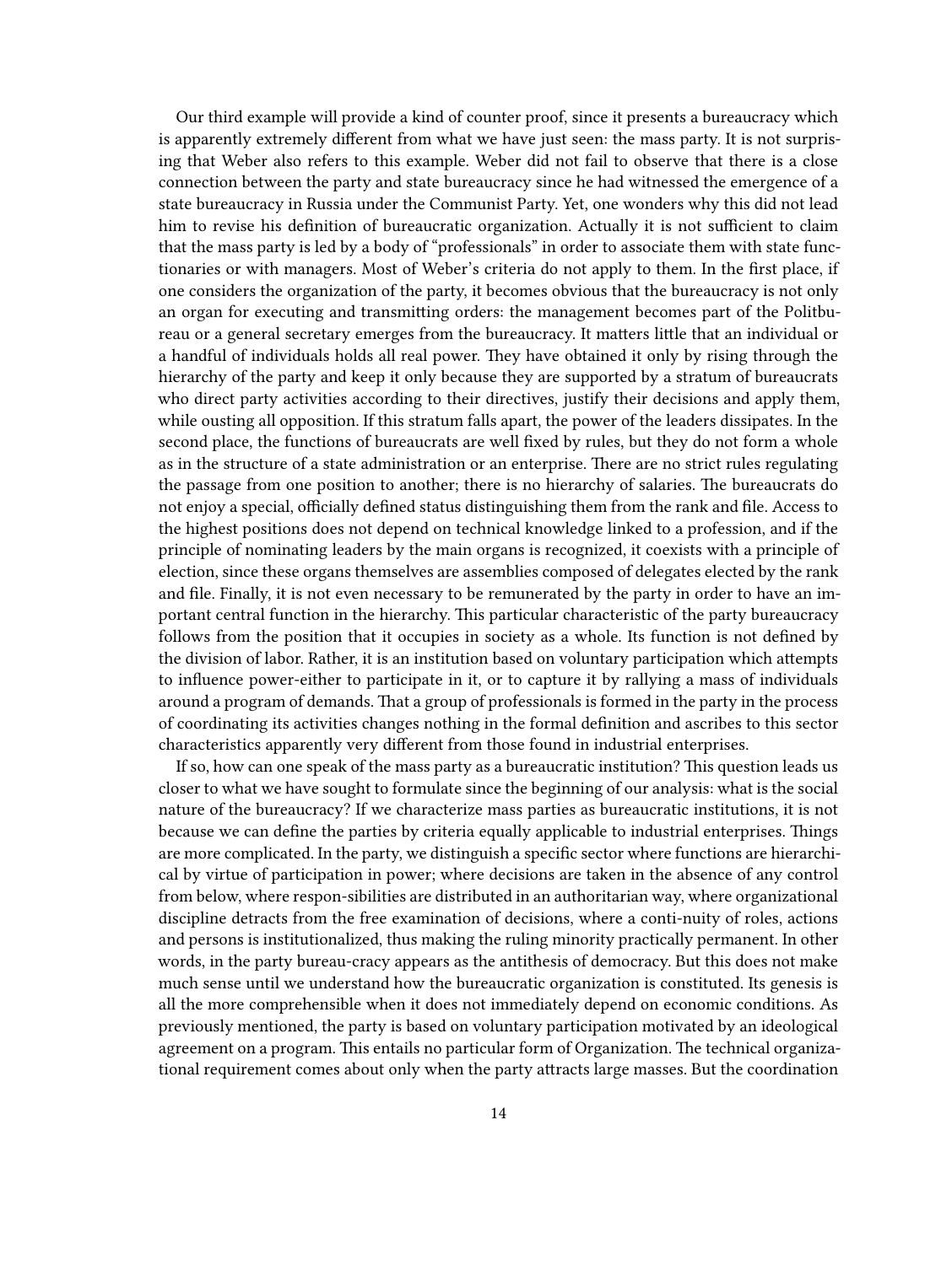Our third example will provide a kind of counter proof, since it presents a bureaucracy which is apparently extremely different from what we have just seen: the mass party. It is not surprising that Weber also refers to this example. Weber did not fail to observe that there is a close connection between the party and state bureaucracy since he had witnessed the emergence of a state bureaucracy in Russia under the Communist Party. Yet, one wonders why this did not lead him to revise his definition of bureaucratic organization. Actually it is not sufficient to claim that the mass party is led by a body of "professionals" in order to associate them with state functionaries or with managers. Most of Weber's criteria do not apply to them. In the first place, if one considers the organization of the party, it becomes obvious that the bureaucracy is not only an organ for executing and transmitting orders: the management becomes part of the Politbureau or a general secretary emerges from the bureaucracy. It matters little that an individual or a handful of individuals holds all real power. They have obtained it only by rising through the hierarchy of the party and keep it only because they are supported by a stratum of bureaucrats who direct party activities according to their directives, justify their decisions and apply them, while ousting all opposition. If this stratum falls apart, the power of the leaders dissipates. In the second place, the functions of bureaucrats are well fixed by rules, but they do not form a whole as in the structure of a state administration or an enterprise. There are no strict rules regulating the passage from one position to another; there is no hierarchy of salaries. The bureaucrats do not enjoy a special, officially defined status distinguishing them from the rank and file. Access to the highest positions does not depend on technical knowledge linked to a profession, and if the principle of nominating leaders by the main organs is recognized, it coexists with a principle of election, since these organs themselves are assemblies composed of delegates elected by the rank and file. Finally, it is not even necessary to be remunerated by the party in order to have an important central function in the hierarchy. This particular characteristic of the party bureaucracy follows from the position that it occupies in society as a whole. Its function is not defined by the division of labor. Rather, it is an institution based on voluntary participation which attempts to influence power-either to participate in it, or to capture it by rallying a mass of individuals around a program of demands. That a group of professionals is formed in the party in the process of coordinating its activities changes nothing in the formal definition and ascribes to this sector characteristics apparently very different from those found in industrial enterprises.

If so, how can one speak of the mass party as a bureaucratic institution? This question leads us closer to what we have sought to formulate since the beginning of our analysis: what is the social nature of the bureaucracy? If we characterize mass parties as bureaucratic institutions, it is not because we can define the parties by criteria equally applicable to industrial enterprises. Things are more complicated. In the party, we distinguish a specific sector where functions are hierarchical by virtue of participation in power; where decisions are taken in the absence of any control from below, where respon-sibilities are distributed in an authoritarian way, where organizational discipline detracts from the free examination of decisions, where a conti-nuity of roles, actions and persons is institutionalized, thus making the ruling minority practically permanent. In other words, in the party bureau-cracy appears as the antithesis of democracy. But this does not make much sense until we understand how the bureaucratic organization is constituted. Its genesis is all the more comprehensible when it does not immediately depend on economic conditions. As previously mentioned, the party is based on voluntary participation motivated by an ideological agreement on a program. This entails no particular form of Organization. The technical organizational requirement comes about only when the party attracts large masses. But the coordination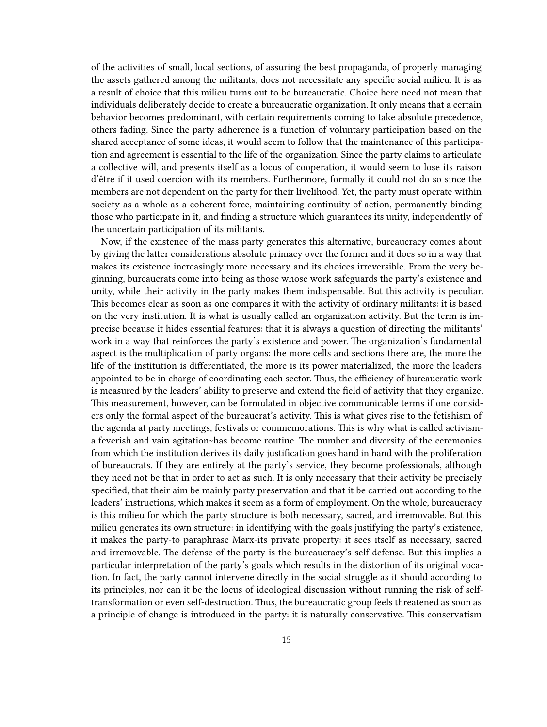of the activities of small, local sections, of assuring the best propaganda, of properly managing the assets gathered among the militants, does not necessitate any specific social milieu. It is as a result of choice that this milieu turns out to be bureaucratic. Choice here need not mean that individuals deliberately decide to create a bureaucratic organization. It only means that a certain behavior becomes predominant, with certain requirements coming to take absolute precedence, others fading. Since the party adherence is a function of voluntary participation based on the shared acceptance of some ideas, it would seem to follow that the maintenance of this participation and agreement is essential to the life of the organization. Since the party claims to articulate a collective will, and presents itself as a locus of cooperation, it would seem to lose its raison d'être if it used coercion with its members. Furthermore, formally it could not do so since the members are not dependent on the party for their livelihood. Yet, the party must operate within society as a whole as a coherent force, maintaining continuity of action, permanently binding those who participate in it, and finding a structure which guarantees its unity, independently of the uncertain participation of its militants.

Now, if the existence of the mass party generates this alternative, bureaucracy comes about by giving the latter considerations absolute primacy over the former and it does so in a way that makes its existence increasingly more necessary and its choices irreversible. From the very beginning, bureaucrats come into being as those whose work safeguards the party's existence and unity, while their activity in the party makes them indispensable. But this activity is peculiar. This becomes clear as soon as one compares it with the activity of ordinary militants: it is based on the very institution. It is what is usually called an organization activity. But the term is imprecise because it hides essential features: that it is always a question of directing the militants' work in a way that reinforces the party's existence and power. The organization's fundamental aspect is the multiplication of party organs: the more cells and sections there are, the more the life of the institution is differentiated, the more is its power materialized, the more the leaders appointed to be in charge of coordinating each sector. Thus, the efficiency of bureaucratic work is measured by the leaders' ability to preserve and extend the field of activity that they organize. This measurement, however, can be formulated in objective communicable terms if one considers only the formal aspect of the bureaucrat's activity. This is what gives rise to the fetishism of the agenda at party meetings, festivals or commemorations. This is why what is called activism-a feverish and vain agitation~has become routine. The number and diversity of the ceremonies from which the institution derives its daily justification goes hand in hand with the proliferation of bureaucrats. If they are entirely at the party's service, they become professionals, although they need not be that in order to act as such. It is only necessary that their activity be precisely specified, that their aim be mainly party preservation and that it be carried out according to the leaders' instructions, which makes it seem as a form of employment. On the whole, bureaucracy is this milieu for which the party structure is both necessary, sacred, and irremovable. But this milieu generates its own structure: in identifying with the goals justifying the party's existence, it makes the party-to paraphrase Marx-its private property: it sees itself as necessary, sacred and irremovable. The defense of the party is the bureaucracy's self-defense. But this implies a particular interpretation of the party's goals which results in the distortion of its original vocation. In fact, the party cannot intervene directly in the social struggle as it should according to its principles, nor can it be the locus of ideological discussion without running the risk of self-transformation or even self-destruction. Thus, the bureaucratic group feels threatened as soon as a principle of change is introduced in the party: it is naturally conservative. This conservatism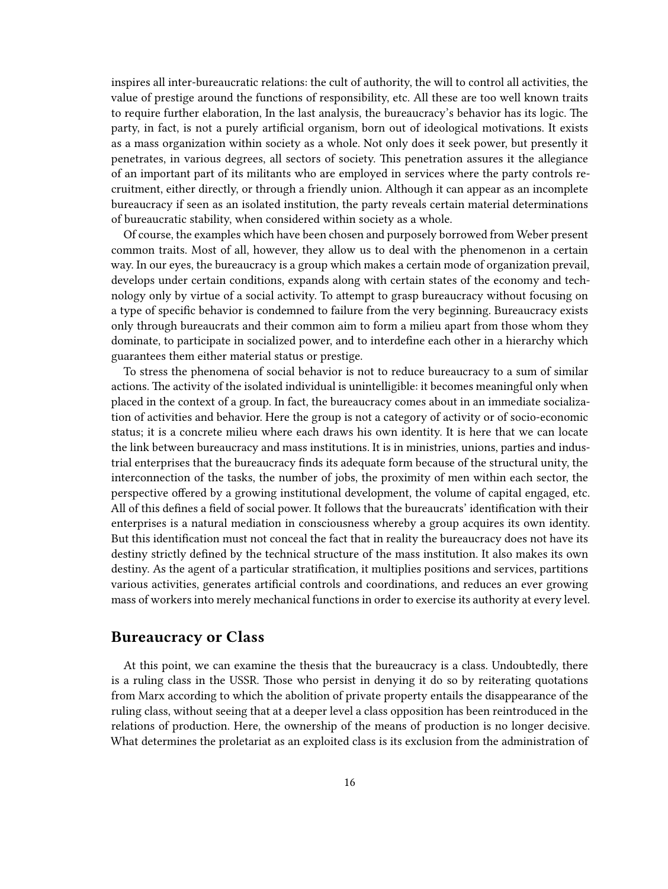inspires all inter-bureaucratic relations: the cult of authority, the will to control all activities, the value of prestige around the functions of responsibility, etc. All these are too well known traits to require further elaboration, In the last analysis, the bureaucracy's behavior has its logic. The party, in fact, is not a purely artificial organism, born out of ideological motivations. It exists as a mass organization within society as a whole. Not only does it seek power, but presently it penetrates, in various degrees, all sectors of society. This penetration assures it the allegiance of an important part of its militants who are employed in services where the party controls recruitment, either directly, or through a friendly union. Although it can appear as an incomplete bureaucracy if seen as an isolated institution, the party reveals certain material determinations of bureaucratic stability, when considered within society as a whole.

Of course, the examples which have been chosen and purposely borrowed from Weber present common traits. Most of all, however, they allow us to deal with the phenomenon in a certain way. In our eyes, the bureaucracy is a group which makes a certain mode of organization prevail, develops under certain conditions, expands along with certain states of the economy and technology only by virtue of a social activity. To attempt to grasp bureaucracy without focusing on a type of specific behavior is condemned to failure from the very beginning. Bureaucracy exists only through bureaucrats and their common aim to form a milieu apart from those whom they dominate, to participate in socialized power, and to interdefine each other in a hierarchy which guarantees them either material status or prestige.

To stress the phenomena of social behavior is not to reduce bureaucracy to a sum of similar actions. The activity of the isolated individual is unintelligible: it becomes meaningful only when placed in the context of a group. In fact, the bureaucracy comes about in an immediate socialization of activities and behavior. Here the group is not a category of activity or of socio-economic status; it is a concrete milieu where each draws his own identity. It is here that we can locate the link between bureaucracy and mass institutions. It is in ministries, unions, parties and industrial enterprises that the bureaucracy finds its adequate form because of the structural unity, the interconnection of the tasks, the number of jobs, the proximity of men within each sector, the perspective offered by a growing institutional development, the volume of capital engaged, etc. All of this defines a field of social power. It follows that the bureaucrats' identification with their enterprises is a natural mediation in consciousness whereby a group acquires its own identity. But this identification must not conceal the fact that in reality the bureaucracy does not have its destiny strictly defined by the technical structure of the mass institution. It also makes its own destiny. As the agent of a particular stratification, it multiplies positions and services, partitions various activities, generates artificial controls and coordinations, and reduces an ever growing mass of workers into merely mechanical functions in order to exercise its authority at every level.

## Bureaucracy or Class

At this point, we can examine the thesis that the bureaucracy is a class. Undoubtedly, there is a ruling class in the USSR. Those who persist in denying it do so by reiterating quotations from Marx according to which the abolition of private property entails the disappearance of the ruling class, without seeing that at a deeper level a class opposition has been reintroduced in the relations of production. Here, the ownership of the means of production is no longer decisive. What determines the proletariat as an exploited class is its exclusion from the administration of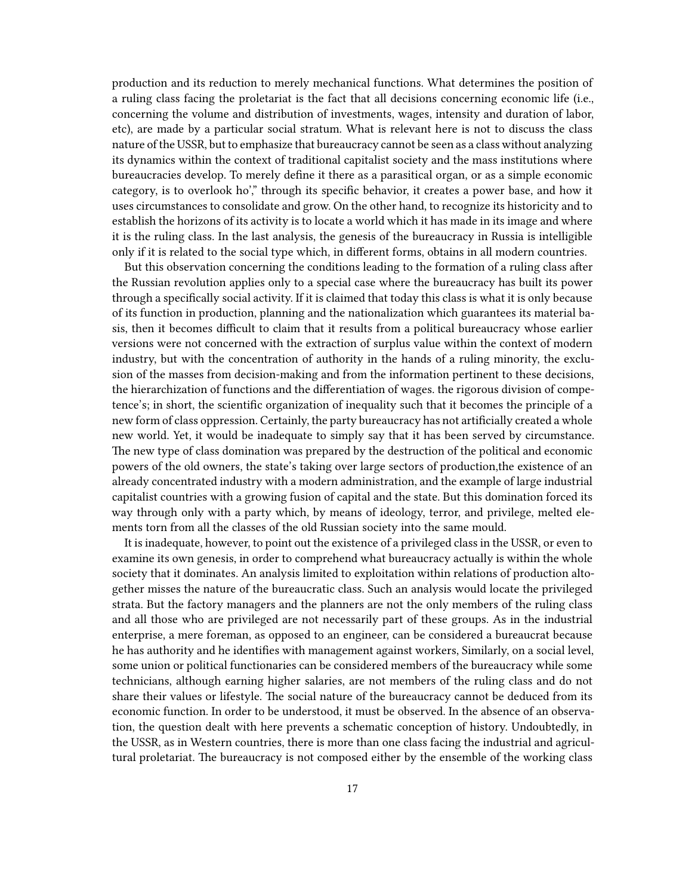production and its reduction to merely mechanical functions. What determines the position of a ruling class facing the proletariat is the fact that all decisions concerning economic life (i.e., concerning the volume and distribution of investments, wages, intensity and duration of labor, etc), are made by a particular social stratum. What is relevant here is not to discuss the class nature of the USSR, but to emphasize that bureaucracy cannot be seen as a class without analyzing its dynamics within the context of traditional capitalist society and the mass institutions where bureaucracies develop. To merely define it there as a parasitical organ, or as a simple economic category, is to overlook ho'," through its specific behavior, it creates a power base, and how it uses circumstances to consolidate and grow. On the other hand, to recognize its historicity and to establish the horizons of its activity is to locate a world which it has made in its image and where it is the ruling class. In the last analysis, the genesis of the bureaucracy in Russia is intelligible only if it is related to the social type which, in different forms, obtains in all modern countries.

But this observation concerning the conditions leading to the formation of a ruling class after the Russian revolution applies only to a special case where the bureaucracy has built its power through a specifically social activity. If it is claimed that today this class is what it is only because of its function in production, planning and the nationalization which guarantees its material basis, then it becomes difficult to claim that it results from a political bureaucracy whose earlier versions were not concerned with the extraction of surplus value within the context of modern industry, but with the concentration of authority in the hands of a ruling minority, the exclusion of the masses from decision-making and from the information pertinent to these decisions, the hierarchization of functions and the differentiation of wages. the rigorous division of competence's; in short, the scientific organization of inequality such that it becomes the principle of a new form of class oppression. Certainly, the party bureaucracy has not artificially created a whole new world. Yet, it would be inadequate to simply say that it has been served by circumstance. The new type of class domination was prepared by the destruction of the political and economic powers of the old owners, the state's taking over large sectors of production,the existence of an already concentrated industry with a modern administration, and the example of large industrial capitalist countries with a growing fusion of capital and the state. But this domination forced its way through only with a party which, by means of ideology, terror, and privilege, melted elements torn from all the classes of the old Russian society into the same mould.

It is inadequate, however, to point out the existence of a privileged class in the USSR, or even to examine its own genesis, in order to comprehend what bureaucracy actually is within the whole society that it dominates. An analysis limited to exploitation within relations of production altogether misses the nature of the bureaucratic class. Such an analysis would locate the privileged strata. But the factory managers and the planners are not the only members of the ruling class and all those who are privileged are not necessarily part of these groups. As in the industrial enterprise, a mere foreman, as opposed to an engineer, can be considered a bureaucrat because he has authority and he identifies with management against workers, Similarly, on a social level, some union or political functionaries can be considered members of the bureaucracy while some technicians, although earning higher salaries, are not members of the ruling class and do not share their values or lifestyle. The social nature of the bureaucracy cannot be deduced from its economic function. In order to be understood, it must be observed. In the absence of an observation, the question dealt with here prevents a schematic conception of history. Undoubtedly, in the USSR, as in Western countries, there is more than one class facing the industrial and agricultural proletariat. The bureaucracy is not composed either by the ensemble of the working class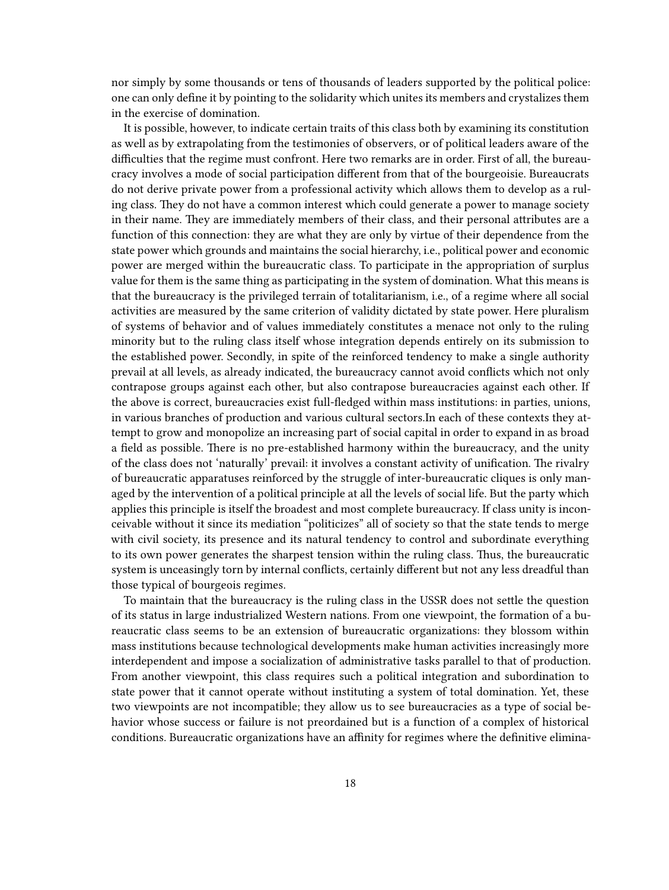nor simply by some thousands or tens of thousands of leaders supported by the political police: one can only define it by pointing to the solidarity which unites its members and crystalizes them in the exercise of domination.

It is possible, however, to indicate certain traits of this class both by examining its constitution as well as by extrapolating from the testimonies of observers, or of political leaders aware of the difficulties that the regime must confront. Here two remarks are in order. First of all, the bureaucracy involves a mode of social participation different from that of the bourgeoisie. Bureaucrats do not derive private power from a professional activity which allows them to develop as a ruling class. They do not have a common interest which could generate a power to manage society in their name. They are immediately members of their class, and their personal attributes are a function of this connection: they are what they are only by virtue of their dependence from the state power which grounds and maintains the social hierarchy, i.e., political power and economic power are merged within the bureaucratic class. To participate in the appropriation of surplus value for them is the same thing as participating in the system of domination. What this means is that the bureaucracy is the privileged terrain of totalitarianism, i.e., of a regime where all social activities are measured by the same criterion of validity dictated by state power. Here pluralism of systems of behavior and of values immediately constitutes a menace not only to the ruling minority but to the ruling class itself whose integration depends entirely on its submission to the established power. Secondly, in spite of the reinforced tendency to make a single authority prevail at all levels, as already indicated, the bureaucracy cannot avoid conflicts which not only contrapose groups against each other, but also contrapose bureaucracies against each other. If the above is correct, bureaucracies exist full-fledged within mass institutions: in parties, unions, in various branches of production and various cultural sectors.In each of these contexts they attempt to grow and monopolize an increasing part of social capital in order to expand in as broad a field as possible. There is no pre-established harmony within the bureaucracy, and the unity of the class does not 'naturally' prevail: it involves a constant activity of unification. The rivalry of bureaucratic apparatuses reinforced by the struggle of inter-bureaucratic cliques is only managed by the intervention of a political principle at all the levels of social life. But the party which applies this principle is itself the broadest and most complete bureaucracy. If class unity is inconceivable without it since its mediation "politicizes" all of society so that the state tends to merge with civil society, its presence and its natural tendency to control and subordinate everything to its own power generates the sharpest tension within the ruling class. Thus, the bureaucratic system is unceasingly torn by internal conflicts, certainly different but not any less dreadful than those typical of bourgeois regimes.

To maintain that the bureaucracy is the ruling class in the USSR does not settle the question of its status in large industrialized Western nations. From one viewpoint, the formation of a bureaucratic class seems to be an extension of bureaucratic organizations: they blossom within mass institutions because technological developments make human activities increasingly more interdependent and impose a socialization of administrative tasks parallel to that of production. From another viewpoint, this class requires such a political integration and subordination to state power that it cannot operate without instituting a system of total domination. Yet, these two viewpoints are not incompatible; they allow us to see bureaucracies as a type of social behavior whose success or failure is not preordained but is a function of a complex of historical conditions. Bureaucratic organizations have an affinity for regimes where the definitive elimina-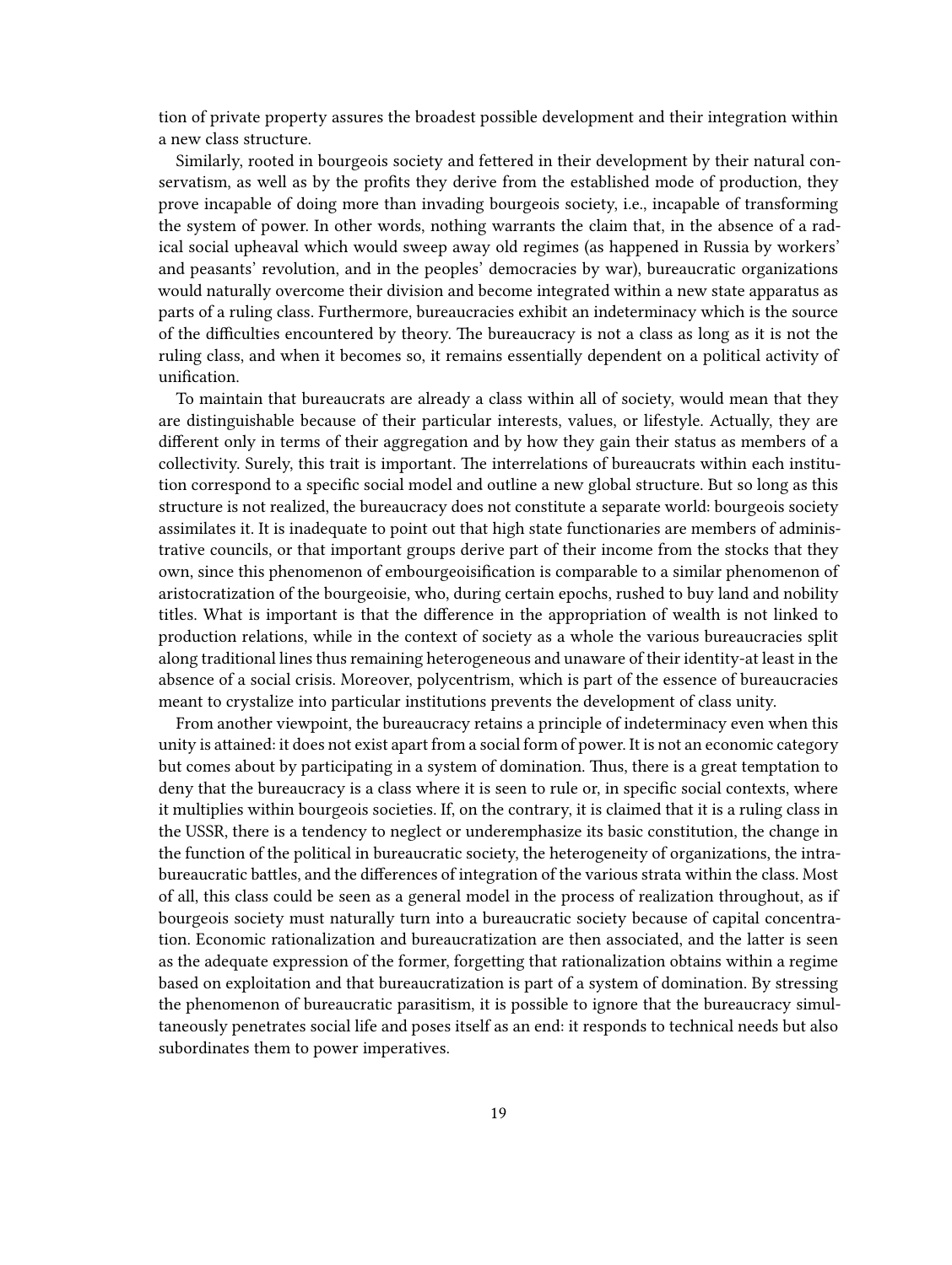tion of private property assures the broadest possible development and their integration within a new class structure.

Similarly, rooted in bourgeois society and fettered in their development by their natural conservatism, as well as by the profits they derive from the established mode of production, they prove incapable of doing more than invading bourgeois society, i.e., incapable of transforming the system of power. In other words, nothing warrants the claim that, in the absence of a radical social upheaval which would sweep away old regimes (as happened in Russia by workers' and peasants' revolution, and in the peoples' democracies by war), bureaucratic organizations would naturally overcome their division and become integrated within a new state apparatus as parts of a ruling class. Furthermore, bureaucracies exhibit an indeterminacy which is the source of the difficulties encountered by theory. The bureaucracy is not a class as long as it is not the ruling class, and when it becomes so, it remains essentially dependent on a political activity of unification.

To maintain that bureaucrats are already a class within all of society, would mean that they are distinguishable because of their particular interests, values, or lifestyle. Actually, they are different only in terms of their aggregation and by how they gain their status as members of a collectivity. Surely, this trait is important. The interrelations of bureaucrats within each institution correspond to a specific social model and outline a new global structure. But so long as this structure is not realized, the bureaucracy does not constitute a separate world: bourgeois society assimilates it. It is inadequate to point out that high state functionaries are members of administrative councils, or that important groups derive part of their income from the stocks that they own, since this phenomenon of embourgeoisification is comparable to a similar phenomenon of aristocratization of the bourgeoisie, who, during certain epochs, rushed to buy land and nobility titles. What is important is that the difference in the appropriation of wealth is not linked to production relations, while in the context of society as a whole the various bureaucracies split along traditional lines thus remaining heterogeneous and unaware of their identity-at least in the absence of a social crisis. Moreover, polycentrism, which is part of the essence of bureaucracies meant to crystalize into particular institutions prevents the development of class unity.

From another viewpoint, the bureaucracy retains a principle of indeterminacy even when this unity is attained: it does not exist apart from a social form of power. It is not an economic category but comes about by participating in a system of domination. Thus, there is a great temptation to deny that the bureaucracy is a class where it is seen to rule or, in specific social contexts, where it multiplies within bourgeois societies. If, on the contrary, it is claimed that it is a ruling class in the USSR, there is a tendency to neglect or underemphasize its basic constitution, the change in the function of the political in bureaucratic society, the heterogeneity of organizations, the intra-bureaucratic battles, and the differences of integration of the various strata within the class. Most of all, this class could be seen as a general model in the process of realization throughout, as if bourgeois society must naturally turn into a bureaucratic society because of capital concentration. Economic rationalization and bureaucratization are then associated, and the latter is seen as the adequate expression of the former, forgetting that rationalization obtains within a regime based on exploitation and that bureaucratization is part of a system of domination. By stressing the phenomenon of bureaucratic parasitism, it is possible to ignore that the bureaucracy simultaneously penetrates social life and poses itself as an end: it responds to technical needs but also subordinates them to power imperatives.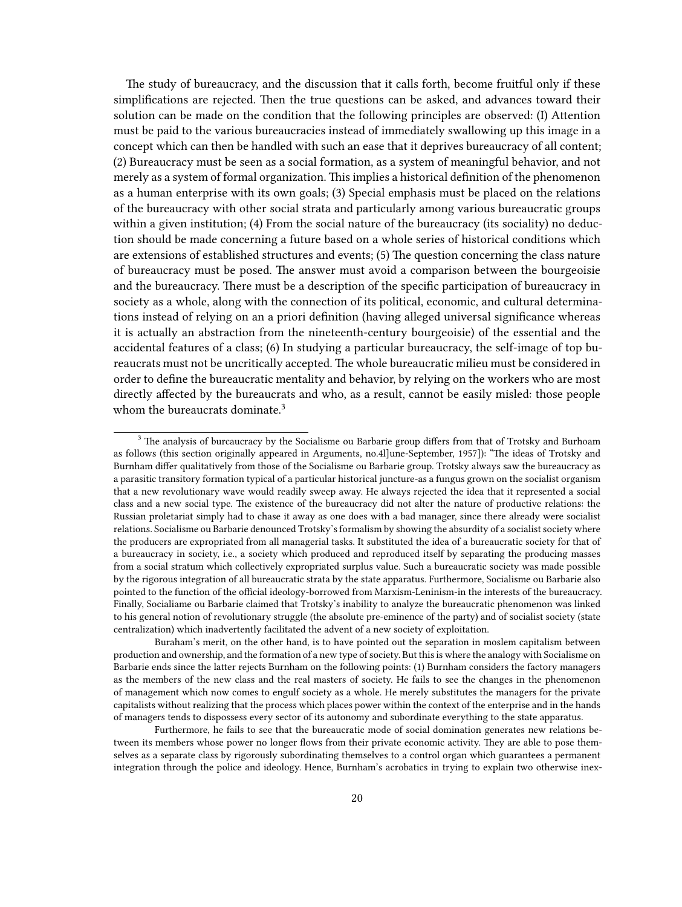The study of bureaucracy, and the discussion that it calls forth, become fruitful only if these simplifications are rejected. Then the true questions can be asked, and advances toward their solution can be made on the condition that the following principles are observed: (I) Attention must be paid to the various bureaucracies instead of immediately swallowing up this image in a concept which can then be handled with such an ease that it deprives bureaucracy of all content; (2) Bureaucracy must be seen as a social formation, as a system of meaningful behavior, and not merely as a system of formal organization. This implies a historical definition of the phenomenon as a human enterprise with its own goals; (3) Special emphasis must be placed on the relations of the bureaucracy with other social strata and particularly among various bureaucratic groups within a given institution; (4) From the social nature of the bureaucracy (its sociality) no deduction should be made concerning a future based on a whole series of historical conditions which are extensions of established structures and events; (5) The question concerning the class nature of bureaucracy must be posed. The answer must avoid a comparison between the bourgeoisie and the bureaucracy. There must be a description of the specific participation of bureaucracy in society as a whole, along with the connection of its political, economic, and cultural determinations instead of relying on an a priori definition (having alleged universal significance whereas it is actually an abstraction from the nineteenth-century bourgeoisie) of the essential and the accidental features of a class; (6) In studying a particular bureaucracy, the self-image of top bureaucrats must not be uncritically accepted. The whole bureaucratic milieu must be considered in order to define the bureaucratic mentality and behavior, by relying on the workers who are most directly affected by the bureaucrats and who, as a result, cannot be easily misled: those people whom the bureaucrats dominate.[3]

---

[3] The analysis of burcaucracy by the Socialisme ou Barbarie group differs from that of Trotsky and Burhoam as follows (this section originally appeared in Arguments, no.4l]une-September, 1957]): "The ideas of Trotsky and Burnham differ qualitatively from those of the Socialisme ou Barbarie group. Trotsky always saw the bureaucracy as a parasitic transitory formation typical of a particular historical juncture-as a fungus grown on the socialist organism that a new revolutionary wave would readily sweep away. He always rejected the idea that it represented a social class and a new social type. The existence of the bureaucracy did not alter the nature of productive relations: the Russian proletariat simply had to chase it away as one does with a bad manager, since there already were socialist relations. Socialisme ou Barbarie denounced Trotsky's formalism by showing the absurdity of a socialist society where the producers are expropriated from all managerial tasks. It substituted the idea of a bureaucratic society for that of a bureaucracy in society, i.e., a society which produced and reproduced itself by separating the producing masses from a social stratum which collectively expropriated surplus value. Such a bureaucratic society was made possible by the rigorous integration of all bureaucratic strata by the state apparatus. Furthermore, Socialisme ou Barbarie also pointed to the function of the official ideology-borrowed from Marxism-Leninism-in the interests of the bureaucracy. Finally, Socialiame ou Barbarie claimed that Trotsky's inability to analyze the bureaucratic phenomenon was linked to his general notion of revolutionary struggle (the absolute pre-eminence of the party) and of socialist society (state centralization) which inadvertently facilitated the advent of a new society of exploitation.

Buraham's merit, on the other hand, is to have pointed out the separation in moslem capitalism between production and ownership, and the formation of a new type of society. But this is where the analogy with Socialisme on Barbarie ends since the latter rejects Burnham on the following points: (1) Burnham considers the factory managers as the members of the new class and the real masters of society. He fails to see the changes in the phenomenon of management which now comes to engulf society as a whole. He merely substitutes the managers for the private capitalists without realizing that the process which places power within the context of the enterprise and in the hands of managers tends to dispossess every sector of its autonomy and subordinate everything to the state apparatus.

Furthermore, he fails to see that the bureaucratic mode of social domination generates new relations between its members whose power no longer flows from their private economic activity. They are able to pose themselves as a separate class by rigorously subordinating themselves to a control organ which guarantees a permanent integration through the police and ideology. Hence, Burnham's acrobatics in trying to explain two otherwise inex-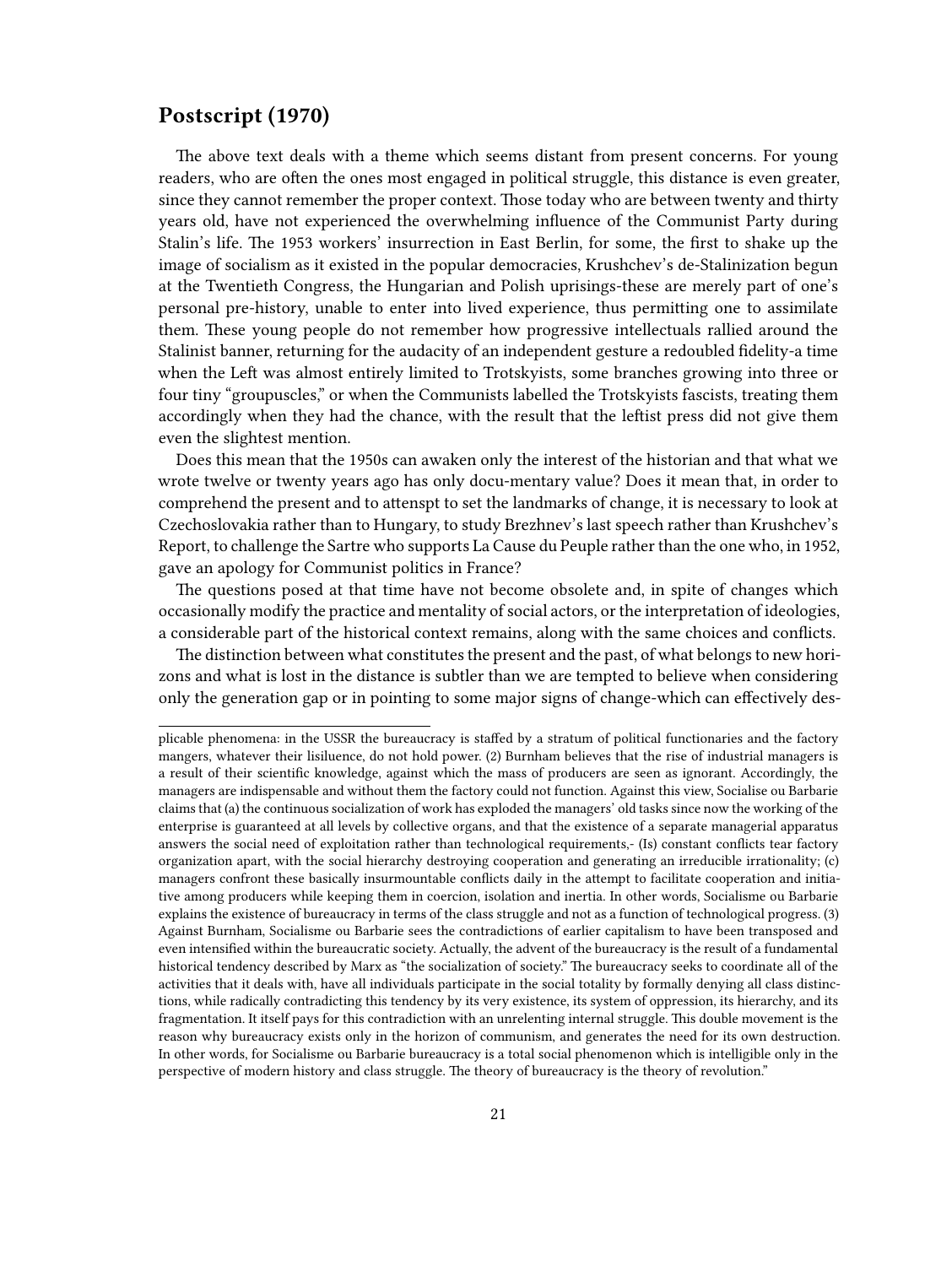## Postscript (1970)

The above text deals with a theme which seems distant from present concerns. For young readers, who are often the ones most engaged in political struggle, this distance is even greater, since they cannot remember the proper context. Those today who are between twenty and thirty years old, have not experienced the overwhelming influence of the Communist Party during Stalin's life. The 1953 workers' insurrection in East Berlin, for some, the first to shake up the image of socialism as it existed in the popular democracies, Krushchev's de-Stalinization begun at the Twentieth Congress, the Hungarian and Polish uprisings-these are merely part of one's personal pre-history, unable to enter into lived experience, thus permitting one to assimilate them. These young people do not remember how progressive intellectuals rallied around the Stalinist banner, returning for the audacity of an independent gesture a redoubled fidelity-a time when the Left was almost entirely limited to Trotskyists, some branches growing into three or four tiny "groupuscles," or when the Communists labelled the Trotskyists fascists, treating them accordingly when they had the chance, with the result that the leftist press did not give them even the slightest mention.

Does this mean that the 1950s can awaken only the interest of the historian and that what we wrote twelve or twenty years ago has only docu-mentary value? Does it mean that, in order to comprehend the present and to attenspt to set the landmarks of change, it is necessary to look at Czechoslovakia rather than to Hungary, to study Brezhnev's last speech rather than Krushchev's Report, to challenge the Sartre who supports La Cause du Peuple rather than the one who, in 1952, gave an apology for Communist politics in France?

The questions posed at that time have not become obsolete and, in spite of changes which occasionally modify the practice and mentality of social actors, or the interpretation of ideologies, a considerable part of the historical context remains, along with the same choices and conflicts.

The distinction between what constitutes the present and the past, of what belongs to new horizons and what is lost in the distance is subtler than we are tempted to believe when considering only the generation gap or in pointing to some major signs of change-which can effectively des-

---

plicable phenomena: in the USSR the bureaucracy is staffed by a stratum of political functionaries and the factory mangers, whatever their lisiluence, do not hold power. (2) Burnham believes that the rise of industrial managers is a result of their scientific knowledge, against which the mass of producers are seen as ignorant. Accordingly, the managers are indispensable and without them the factory could not function. Against this view, Socialise ou Barbarie claims that (a) the continuous socialization of work has exploded the managers' old tasks since now the working of the enterprise is guaranteed at all levels by collective organs, and that the existence of a separate managerial apparatus answers the social need of exploitation rather than technological requirements,- (Is) constant conflicts tear factory organization apart, with the social hierarchy destroying cooperation and generating an irreducible irrationality; (c) managers confront these basically insurmountable conflicts daily in the attempt to facilitate cooperation and initiative among producers while keeping them in coercion, isolation and inertia. In other words, Socialisme ou Barbarie explains the existence of bureaucracy in terms of the class struggle and not as a function of technological progress. (3) Against Burnham, Socialisme ou Barbarie sees the contradictions of earlier capitalism to have been transposed and even intensified within the bureaucratic society. Actually, the advent of the bureaucracy is the result of a fundamental historical tendency described by Marx as "the socialization of society." The bureaucracy seeks to coordinate all of the activities that it deals with, have all individuals participate in the social totality by formally denying all class distinctions, while radically contradicting this tendency by its very existence, its system of oppression, its hierarchy, and its fragmentation. It itself pays for this contradiction with an unrelenting internal struggle. This double movement is the reason why bureaucracy exists only in the horizon of communism, and generates the need for its own destruction. In other words, for Socialisme ou Barbarie bureaucracy is a total social phenomenon which is intelligible only in the perspective of modern history and class struggle. The theory of bureaucracy is the theory of revolution."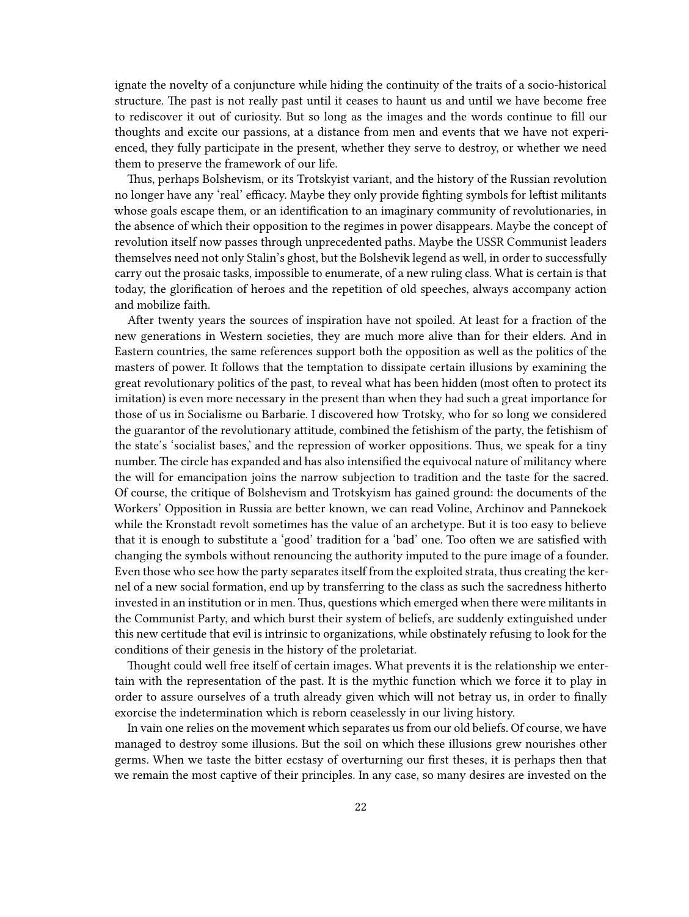ignate the novelty of a conjuncture while hiding the continuity of the traits of a socio-historical structure. The past is not really past until it ceases to haunt us and until we have become free to rediscover it out of curiosity. But so long as the images and the words continue to fill our thoughts and excite our passions, at a distance from men and events that we have not experienced, they fully participate in the present, whether they serve to destroy, or whether we need them to preserve the framework of our life.

Thus, perhaps Bolshevism, or its Trotskyist variant, and the history of the Russian revolution no longer have any 'real' efficacy. Maybe they only provide fighting symbols for leftist militants whose goals escape them, or an identification to an imaginary community of revolutionaries, in the absence of which their opposition to the regimes in power disappears. Maybe the concept of revolution itself now passes through unprecedented paths. Maybe the USSR Communist leaders themselves need not only Stalin's ghost, but the Bolshevik legend as well, in order to successfully carry out the prosaic tasks, impossible to enumerate, of a new ruling class. What is certain is that today, the glorification of heroes and the repetition of old speeches, always accompany action and mobilize faith.

After twenty years the sources of inspiration have not spoiled. At least for a fraction of the new generations in Western societies, they are much more alive than for their elders. And in Eastern countries, the same references support both the opposition as well as the politics of the masters of power. It follows that the temptation to dissipate certain illusions by examining the great revolutionary politics of the past, to reveal what has been hidden (most often to protect its imitation) is even more necessary in the present than when they had such a great importance for those of us in Socialisme ou Barbarie. I discovered how Trotsky, who for so long we considered the guarantor of the revolutionary attitude, combined the fetishism of the party, the fetishism of the state's 'socialist bases,' and the repression of worker oppositions. Thus, we speak for a tiny number. The circle has expanded and has also intensified the equivocal nature of militancy where the will for emancipation joins the narrow subjection to tradition and the taste for the sacred. Of course, the critique of Bolshevism and Trotskyism has gained ground: the documents of the Workers' Opposition in Russia are better known, we can read Voline, Archinov and Pannekoek while the Kronstadt revolt sometimes has the value of an archetype. But it is too easy to believe that it is enough to substitute a 'good' tradition for a 'bad' one. Too often we are satisfied with changing the symbols without renouncing the authority imputed to the pure image of a founder. Even those who see how the party separates itself from the exploited strata, thus creating the kernel of a new social formation, end up by transferring to the class as such the sacredness hitherto invested in an institution or in men. Thus, questions which emerged when there were militants in the Communist Party, and which burst their system of beliefs, are suddenly extinguished under this new certitude that evil is intrinsic to organizations, while obstinately refusing to look for the conditions of their genesis in the history of the proletariat.

Thought could well free itself of certain images. What prevents it is the relationship we entertain with the representation of the past. It is the mythic function which we force it to play in order to assure ourselves of a truth already given which will not betray us, in order to finally exorcise the indetermination which is reborn ceaselessly in our living history.

In vain one relies on the movement which separates us from our old beliefs. Of course, we have managed to destroy some illusions. But the soil on which these illusions grew nourishes other germs. When we taste the bitter ecstasy of overturning our first theses, it is perhaps then that we remain the most captive of their principles. In any case, so many desires are invested on the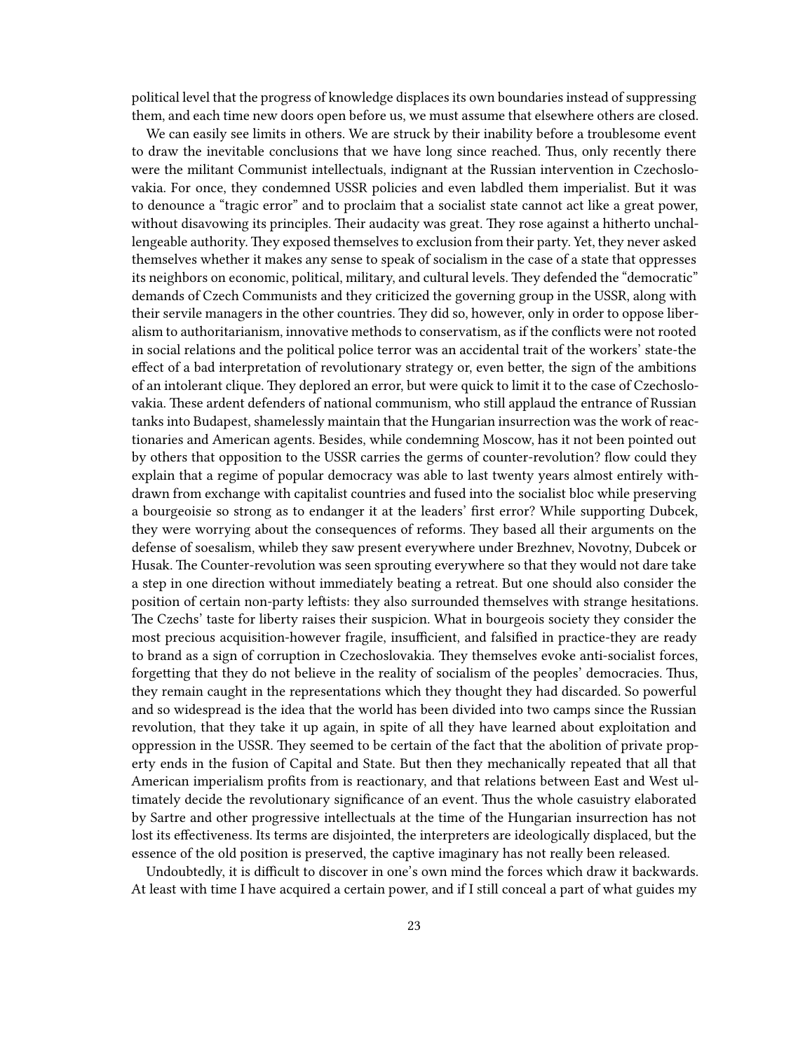political level that the progress of knowledge displaces its own boundaries instead of suppressing them, and each time new doors open before us, we must assume that elsewhere others are closed.

We can easily see limits in others. We are struck by their inability before a troublesome event to draw the inevitable conclusions that we have long since reached. Thus, only recently there were the militant Communist intellectuals, indignant at the Russian intervention in Czechoslovakia. For once, they condemned USSR policies and even labdled them imperialist. But it was to denounce a "tragic error" and to proclaim that a socialist state cannot act like a great power, without disavowing its principles. Their audacity was great. They rose against a hitherto unchallengeable authority. They exposed themselves to exclusion from their party. Yet, they never asked themselves whether it makes any sense to speak of socialism in the case of a state that oppresses its neighbors on economic, political, military, and cultural levels. They defended the "democratic" demands of Czech Communists and they criticized the governing group in the USSR, along with their servile managers in the other countries. They did so, however, only in order to oppose liberalism to authoritarianism, innovative methods to conservatism, as if the conflicts were not rooted in social relations and the political police terror was an accidental trait of the workers' state-the effect of a bad interpretation of revolutionary strategy or, even better, the sign of the ambitions of an intolerant clique. They deplored an error, but were quick to limit it to the case of Czechoslovakia. These ardent defenders of national communism, who still applaud the entrance of Russian tanks into Budapest, shamelessly maintain that the Hungarian insurrection was the work of reactionaries and American agents. Besides, while condemning Moscow, has it not been pointed out by others that opposition to the USSR carries the germs of counter-revolution? flow could they explain that a regime of popular democracy was able to last twenty years almost entirely withdrawn from exchange with capitalist countries and fused into the socialist bloc while preserving a bourgeoisie so strong as to endanger it at the leaders' first error? While supporting Dubcek, they were worrying about the consequences of reforms. They based all their arguments on the defense of soesalism, whileb they saw present everywhere under Brezhnev, Novotny, Dubcek or Husak. The Counter-revolution was seen sprouting everywhere so that they would not dare take a step in one direction without immediately beating a retreat. But one should also consider the position of certain non-party leftists: they also surrounded themselves with strange hesitations. The Czechs' taste for liberty raises their suspicion. What in bourgeois society they consider the most precious acquisition-however fragile, insufficient, and falsified in practice-they are ready to brand as a sign of corruption in Czechoslovakia. They themselves evoke anti-socialist forces, forgetting that they do not believe in the reality of socialism of the peoples' democracies. Thus, they remain caught in the representations which they thought they had discarded. So powerful and so widespread is the idea that the world has been divided into two camps since the Russian revolution, that they take it up again, in spite of all they have learned about exploitation and oppression in the USSR. They seemed to be certain of the fact that the abolition of private property ends in the fusion of Capital and State. But then they mechanically repeated that all that American imperialism profits from is reactionary, and that relations between East and West ultimately decide the revolutionary significance of an event. Thus the whole casuistry elaborated by Sartre and other progressive intellectuals at the time of the Hungarian insurrection has not lost its effectiveness. Its terms are disjointed, the interpreters are ideologically displaced, but the essence of the old position is preserved, the captive imaginary has not really been released.

Undoubtedly, it is difficult to discover in one's own mind the forces which draw it backwards. At least with time I have acquired a certain power, and if I still conceal a part of what guides my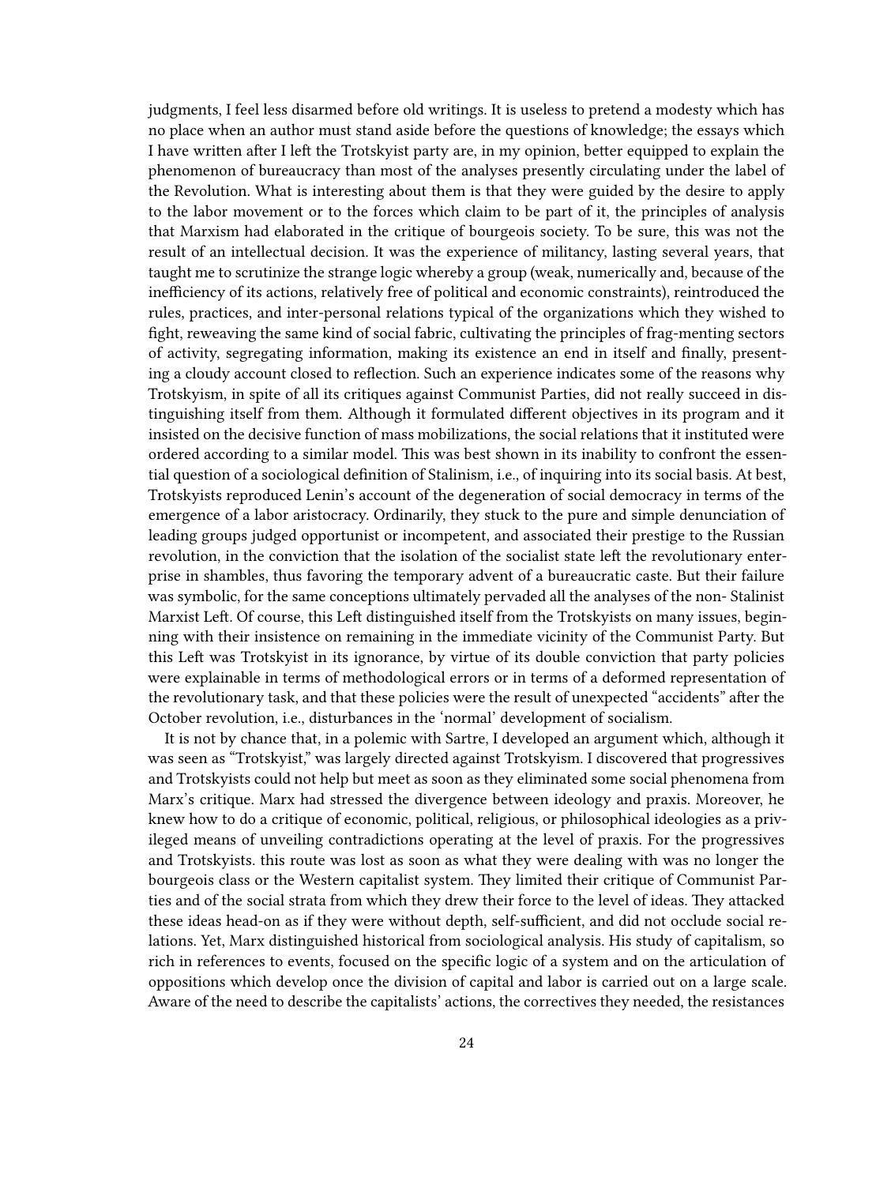judgments, I feel less disarmed before old writings. It is useless to pretend a modesty which has no place when an author must stand aside before the questions of knowledge; the essays which I have written after I left the Trotskyist party are, in my opinion, better equipped to explain the phenomenon of bureaucracy than most of the analyses presently circulating under the label of the Revolution. What is interesting about them is that they were guided by the desire to apply to the labor movement or to the forces which claim to be part of it, the principles of analysis that Marxism had elaborated in the critique of bourgeois society. To be sure, this was not the result of an intellectual decision. It was the experience of militancy, lasting several years, that taught me to scrutinize the strange logic whereby a group (weak, numerically and, because of the inefficiency of its actions, relatively free of political and economic constraints), reintroduced the rules, practices, and inter-personal relations typical of the organizations which they wished to fight, reweaving the same kind of social fabric, cultivating the principles of frag-menting sectors of activity, segregating information, making its existence an end in itself and finally, presenting a cloudy account closed to reflection. Such an experience indicates some of the reasons why Trotskyism, in spite of all its critiques against Communist Parties, did not really succeed in distinguishing itself from them. Although it formulated different objectives in its program and it insisted on the decisive function of mass mobilizations, the social relations that it instituted were ordered according to a similar model. This was best shown in its inability to confront the essential question of a sociological definition of Stalinism, i.e., of inquiring into its social basis. At best, Trotskyists reproduced Lenin's account of the degeneration of social democracy in terms of the emergence of a labor aristocracy. Ordinarily, they stuck to the pure and simple denunciation of leading groups judged opportunist or incompetent, and associated their prestige to the Russian revolution, in the conviction that the isolation of the socialist state left the revolutionary enterprise in shambles, thus favoring the temporary advent of a bureaucratic caste. But their failure was symbolic, for the same conceptions ultimately pervaded all the analyses of the non- Stalinist Marxist Left. Of course, this Left distinguished itself from the Trotskyists on many issues, beginning with their insistence on remaining in the immediate vicinity of the Communist Party. But this Left was Trotskyist in its ignorance, by virtue of its double conviction that party policies were explainable in terms of methodological errors or in terms of a deformed representation of the revolutionary task, and that these policies were the result of unexpected "accidents" after the October revolution, i.e., disturbances in the 'normal' development of socialism.

It is not by chance that, in a polemic with Sartre, I developed an argument which, although it was seen as "Trotskyist," was largely directed against Trotskyism. I discovered that progressives and Trotskyists could not help but meet as soon as they eliminated some social phenomena from Marx's critique. Marx had stressed the divergence between ideology and praxis. Moreover, he knew how to do a critique of economic, political, religious, or philosophical ideologies as a privileged means of unveiling contradictions operating at the level of praxis. For the progressives and Trotskyists. this route was lost as soon as what they were dealing with was no longer the bourgeois class or the Western capitalist system. They limited their critique of Communist Parties and of the social strata from which they drew their force to the level of ideas. They attacked these ideas head-on as if they were without depth, self-sufficient, and did not occlude social relations. Yet, Marx distinguished historical from sociological analysis. His study of capitalism, so rich in references to events, focused on the specific logic of a system and on the articulation of oppositions which develop once the division of capital and labor is carried out on a large scale. Aware of the need to describe the capitalists' actions, the correctives they needed, the resistances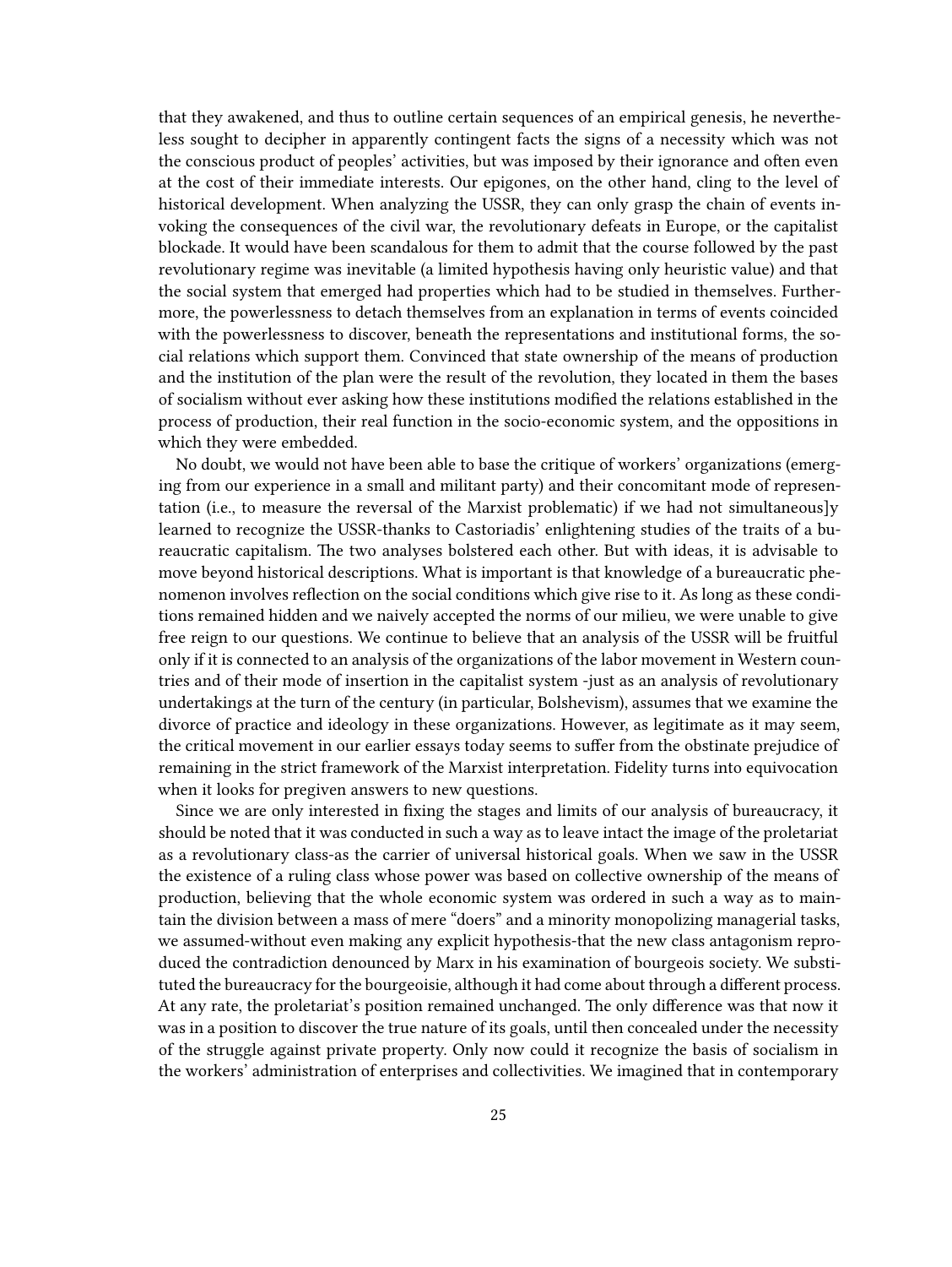that they awakened, and thus to outline certain sequences of an empirical genesis, he nevertheless sought to decipher in apparently contingent facts the signs of a necessity which was not the conscious product of peoples' activities, but was imposed by their ignorance and often even at the cost of their immediate interests. Our epigones, on the other hand, cling to the level of historical development. When analyzing the USSR, they can only grasp the chain of events invoking the consequences of the civil war, the revolutionary defeats in Europe, or the capitalist blockade. It would have been scandalous for them to admit that the course followed by the past revolutionary regime was inevitable (a limited hypothesis having only heuristic value) and that the social system that emerged had properties which had to be studied in themselves. Furthermore, the powerlessness to detach themselves from an explanation in terms of events coincided with the powerlessness to discover, beneath the representations and institutional forms, the social relations which support them. Convinced that state ownership of the means of production and the institution of the plan were the result of the revolution, they located in them the bases of socialism without ever asking how these institutions modified the relations established in the process of production, their real function in the socio-economic system, and the oppositions in which they were embedded.

No doubt, we would not have been able to base the critique of workers' organizations (emerging from our experience in a small and militant party) and their concomitant mode of representation (i.e., to measure the reversal of the Marxist problematic) if we had not simultaneous]y learned to recognize the USSR-thanks to Castoriadis' enlightening studies of the traits of a bureaucratic capitalism. The two analyses bolstered each other. But with ideas, it is advisable to move beyond historical descriptions. What is important is that knowledge of a bureaucratic phenomenon involves reflection on the social conditions which give rise to it. As long as these conditions remained hidden and we naively accepted the norms of our milieu, we were unable to give free reign to our questions. We continue to believe that an analysis of the USSR will be fruitful only if it is connected to an analysis of the organizations of the labor movement in Western countries and of their mode of insertion in the capitalist system -just as an analysis of revolutionary undertakings at the turn of the century (in particular, Bolshevism), assumes that we examine the divorce of practice and ideology in these organizations. However, as legitimate as it may seem, the critical movement in our earlier essays today seems to suffer from the obstinate prejudice of remaining in the strict framework of the Marxist interpretation. Fidelity turns into equivocation when it looks for pregiven answers to new questions.

Since we are only interested in fixing the stages and limits of our analysis of bureaucracy, it should be noted that it was conducted in such a way as to leave intact the image of the proletariat as a revolutionary class-as the carrier of universal historical goals. When we saw in the USSR the existence of a ruling class whose power was based on collective ownership of the means of production, believing that the whole economic system was ordered in such a way as to maintain the division between a mass of mere "doers" and a minority monopolizing managerial tasks, we assumed-without even making any explicit hypothesis-that the new class antagonism reproduced the contradiction denounced by Marx in his examination of bourgeois society. We substituted the bureaucracy for the bourgeoisie, although it had come about through a different process. At any rate, the proletariat's position remained unchanged. The only difference was that now it was in a position to discover the true nature of its goals, until then concealed under the necessity of the struggle against private property. Only now could it recognize the basis of socialism in the workers' administration of enterprises and collectivities. We imagined that in contemporary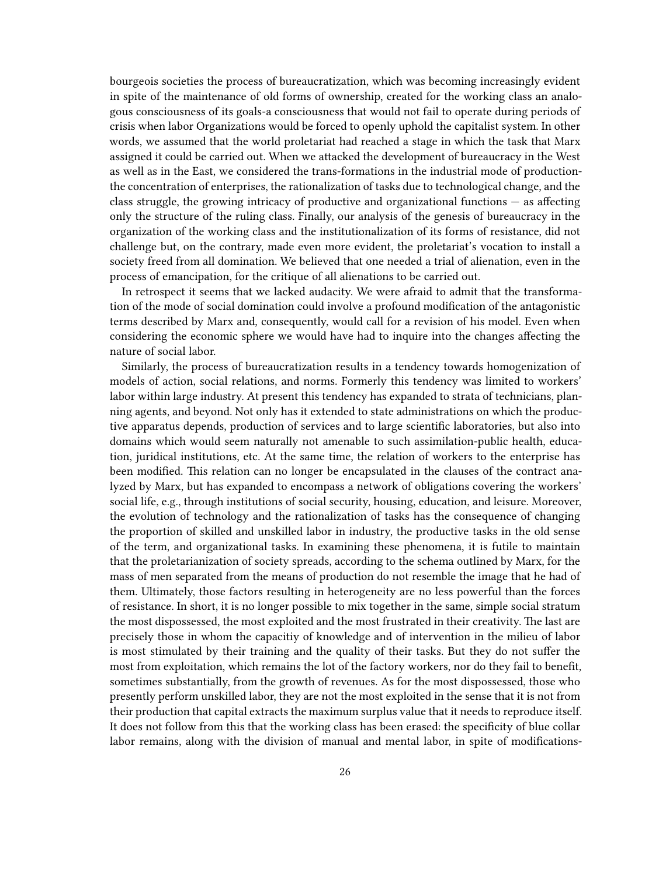bourgeois societies the process of bureaucratization, which was becoming increasingly evident in spite of the maintenance of old forms of ownership, created for the working class an analogous consciousness of its goals-a consciousness that would not fail to operate during periods of crisis when labor Organizations would be forced to openly uphold the capitalist system. In other words, we assumed that the world proletariat had reached a stage in which the task that Marx assigned it could be carried out. When we attacked the development of bureaucracy in the West as well as in the East, we considered the trans-formations in the industrial mode of production-the concentration of enterprises, the rationalization of tasks due to technological change, and the class struggle, the growing intricacy of productive and organizational functions — as affecting only the structure of the ruling class. Finally, our analysis of the genesis of bureaucracy in the organization of the working class and the institutionalization of its forms of resistance, did not challenge but, on the contrary, made even more evident, the proletariat's vocation to install a society freed from all domination. We believed that one needed a trial of alienation, even in the process of emancipation, for the critique of all alienations to be carried out.

In retrospect it seems that we lacked audacity. We were afraid to admit that the transformation of the mode of social domination could involve a profound modification of the antagonistic terms described by Marx and, consequently, would call for a revision of his model. Even when considering the economic sphere we would have had to inquire into the changes affecting the nature of social labor.

Similarly, the process of bureaucratization results in a tendency towards homogenization of models of action, social relations, and norms. Formerly this tendency was limited to workers' labor within large industry. At present this tendency has expanded to strata of technicians, planning agents, and beyond. Not only has it extended to state administrations on which the productive apparatus depends, production of services and to large scientific laboratories, but also into domains which would seem naturally not amenable to such assimilation-public health, education, juridical institutions, etc. At the same time, the relation of workers to the enterprise has been modified. This relation can no longer be encapsulated in the clauses of the contract analyzed by Marx, but has expanded to encompass a network of obligations covering the workers' social life, e.g., through institutions of social security, housing, education, and leisure. Moreover, the evolution of technology and the rationalization of tasks has the consequence of changing the proportion of skilled and unskilled labor in industry, the productive tasks in the old sense of the term, and organizational tasks. In examining these phenomena, it is futile to maintain that the proletarianization of society spreads, according to the schema outlined by Marx, for the mass of men separated from the means of production do not resemble the image that he had of them. Ultimately, those factors resulting in heterogeneity are no less powerful than the forces of resistance. In short, it is no longer possible to mix together in the same, simple social stratum the most dispossessed, the most exploited and the most frustrated in their creativity. The last are precisely those in whom the capacitiy of knowledge and of intervention in the milieu of labor is most stimulated by their training and the quality of their tasks. But they do not suffer the most from exploitation, which remains the lot of the factory workers, nor do they fail to benefit, sometimes substantially, from the growth of revenues. As for the most dispossessed, those who presently perform unskilled labor, they are not the most exploited in the sense that it is not from their production that capital extracts the maximum surplus value that it needs to reproduce itself. It does not follow from this that the working class has been erased: the specificity of blue collar labor remains, along with the division of manual and mental labor, in spite of modifications-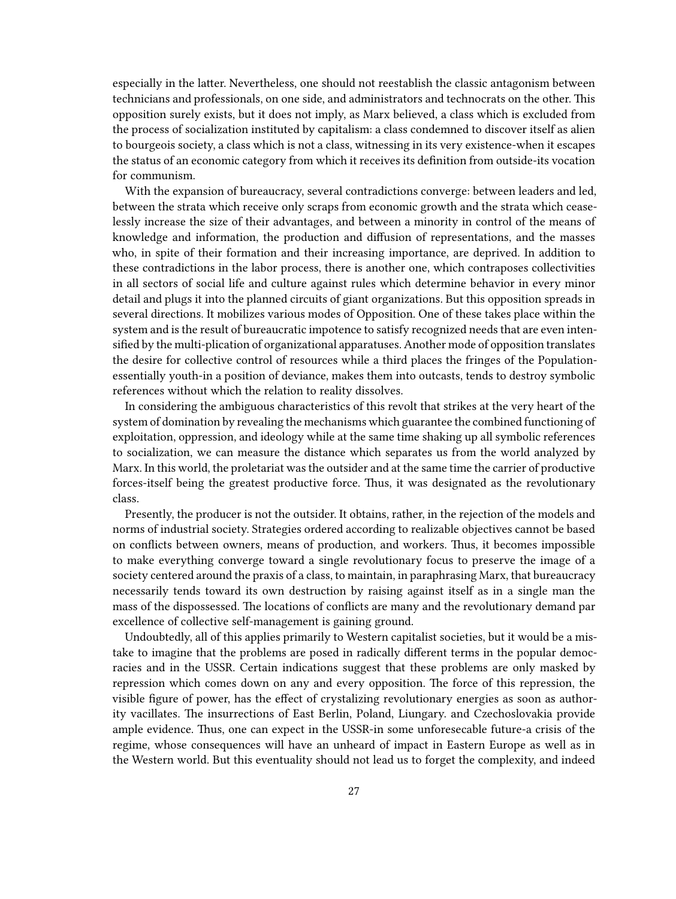especially in the latter. Nevertheless, one should not reestablish the classic antagonism between technicians and professionals, on one side, and administrators and technocrats on the other. This opposition surely exists, but it does not imply, as Marx believed, a class which is excluded from the process of socialization instituted by capitalism: a class condemned to discover itself as alien to bourgeois society, a class which is not a class, witnessing in its very existence-when it escapes the status of an economic category from which it receives its definition from outside-its vocation for communism.

With the expansion of bureaucracy, several contradictions converge: between leaders and led, between the strata which receive only scraps from economic growth and the strata which ceaselessly increase the size of their advantages, and between a minority in control of the means of knowledge and information, the production and diffusion of representations, and the masses who, in spite of their formation and their increasing importance, are deprived. In addition to these contradictions in the labor process, there is another one, which contraposes collectivities in all sectors of social life and culture against rules which determine behavior in every minor detail and plugs it into the planned circuits of giant organizations. But this opposition spreads in several directions. It mobilizes various modes of Opposition. One of these takes place within the system and is the result of bureaucratic impotence to satisfy recognized needs that are even intensified by the multi-plication of organizational apparatuses. Another mode of opposition translates the desire for collective control of resources while a third places the fringes of the Population-essentially youth-in a position of deviance, makes them into outcasts, tends to destroy symbolic references without which the relation to reality dissolves.

In considering the ambiguous characteristics of this revolt that strikes at the very heart of the system of domination by revealing the mechanisms which guarantee the combined functioning of exploitation, oppression, and ideology while at the same time shaking up all symbolic references to socialization, we can measure the distance which separates us from the world analyzed by Marx. In this world, the proletariat was the outsider and at the same time the carrier of productive forces-itself being the greatest productive force. Thus, it was designated as the revolutionary class.

Presently, the producer is not the outsider. It obtains, rather, in the rejection of the models and norms of industrial society. Strategies ordered according to realizable objectives cannot be based on conflicts between owners, means of production, and workers. Thus, it becomes impossible to make everything converge toward a single revolutionary focus to preserve the image of a society centered around the praxis of a class, to maintain, in paraphrasing Marx, that bureaucracy necessarily tends toward its own destruction by raising against itself as in a single man the mass of the dispossessed. The locations of conflicts are many and the revolutionary demand par excellence of collective self-management is gaining ground.

Undoubtedly, all of this applies primarily to Western capitalist societies, but it would be a mistake to imagine that the problems are posed in radically different terms in the popular democracies and in the USSR. Certain indications suggest that these problems are only masked by repression which comes down on any and every opposition. The force of this repression, the visible figure of power, has the effect of crystalizing revolutionary energies as soon as authority vacillates. The insurrections of East Berlin, Poland, Liungary. and Czechoslovakia provide ample evidence. Thus, one can expect in the USSR-in some unforesecable future-a crisis of the regime, whose consequences will have an unheard of impact in Eastern Europe as well as in the Western world. But this eventuality should not lead us to forget the complexity, and indeed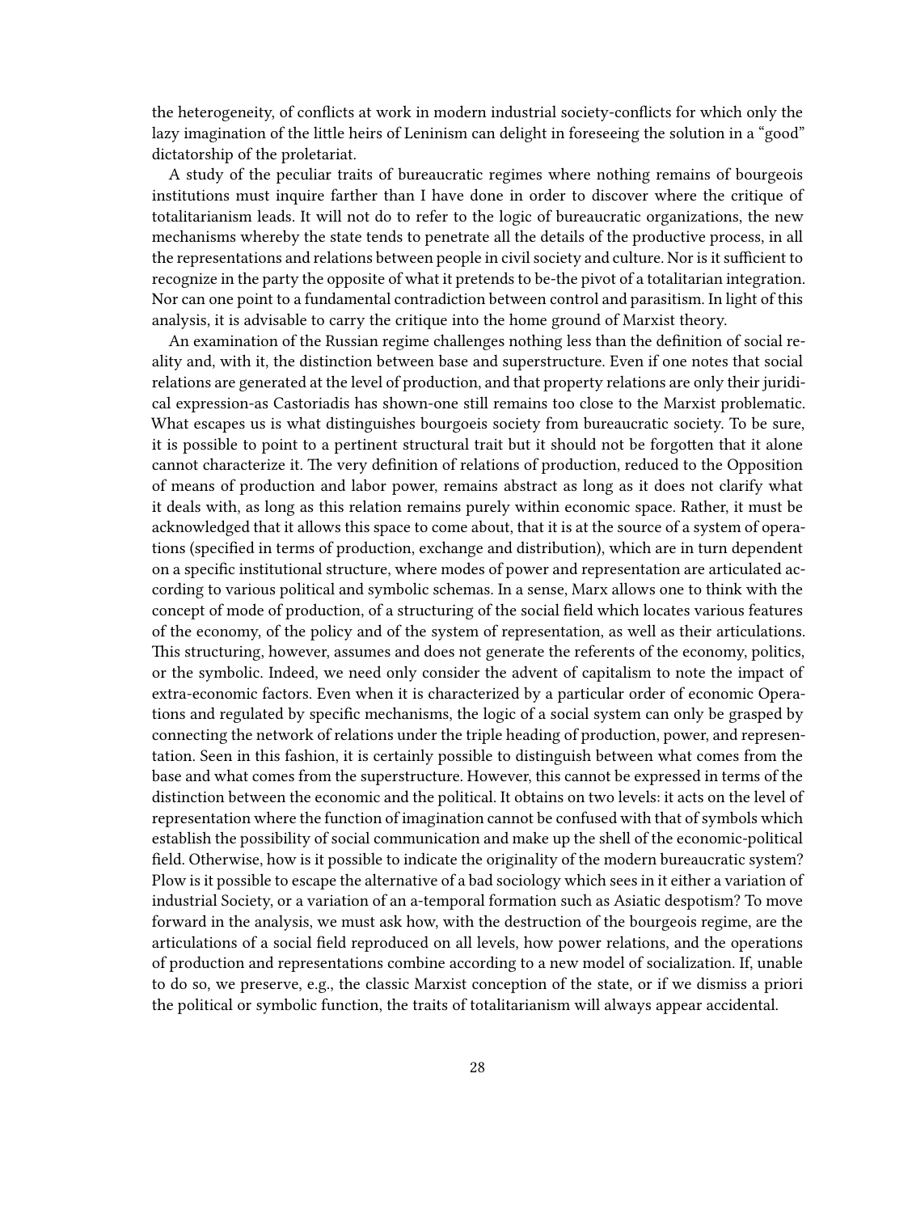the heterogeneity, of conflicts at work in modern industrial society-conflicts for which only the lazy imagination of the little heirs of Leninism can delight in foreseeing the solution in a "good" dictatorship of the proletariat.

A study of the peculiar traits of bureaucratic regimes where nothing remains of bourgeois institutions must inquire farther than I have done in order to discover where the critique of totalitarianism leads. It will not do to refer to the logic of bureaucratic organizations, the new mechanisms whereby the state tends to penetrate all the details of the productive process, in all the representations and relations between people in civil society and culture. Nor is it sufficient to recognize in the party the opposite of what it pretends to be-the pivot of a totalitarian integration. Nor can one point to a fundamental contradiction between control and parasitism. In light of this analysis, it is advisable to carry the critique into the home ground of Marxist theory.

An examination of the Russian regime challenges nothing less than the definition of social reality and, with it, the distinction between base and superstructure. Even if one notes that social relations are generated at the level of production, and that property relations are only their juridical expression-as Castoriadis has shown-one still remains too close to the Marxist problematic. What escapes us is what distinguishes bourgeois society from bureaucratic society. To be sure, it is possible to point to a pertinent structural trait but it should not be forgotten that it alone cannot characterize it. The very definition of relations of production, reduced to the Opposition of means of production and labor power, remains abstract as long as it does not clarify what it deals with, as long as this relation remains purely within economic space. Rather, it must be acknowledged that it allows this space to come about, that it is at the source of a system of operations (specified in terms of production, exchange and distribution), which are in turn dependent on a specific institutional structure, where modes of power and representation are articulated according to various political and symbolic schemas. In a sense, Marx allows one to think with the concept of mode of production, of a structuring of the social field which locates various features of the economy, of the policy and of the system of representation, as well as their articulations. This structuring, however, assumes and does not generate the referents of the economy, politics, or the symbolic. Indeed, we need only consider the advent of capitalism to note the impact of extra-economic factors. Even when it is characterized by a particular order of economic Operations and regulated by specific mechanisms, the logic of a social system can only be grasped by connecting the network of relations under the triple heading of production, power, and representation. Seen in this fashion, it is certainly possible to distinguish between what comes from the base and what comes from the superstructure. However, this cannot be expressed in terms of the distinction between the economic and the political. It obtains on two levels: it acts on the level of representation where the function of imagination cannot be confused with that of symbols which establish the possibility of social communication and make up the shell of the economic-political field. Otherwise, how is it possible to indicate the originality of the modern bureaucratic system? Plow is it possible to escape the alternative of a bad sociology which sees in it either a variation of industrial Society, or a variation of an a-temporal formation such as Asiatic despotism? To move forward in the analysis, we must ask how, with the destruction of the bourgeois regime, are the articulations of a social field reproduced on all levels, how power relations, and the operations of production and representations combine according to a new model of socialization. If, unable to do so, we preserve, e.g., the classic Marxist conception of the state, or if we dismiss a priori the political or symbolic function, the traits of totalitarianism will always appear accidental.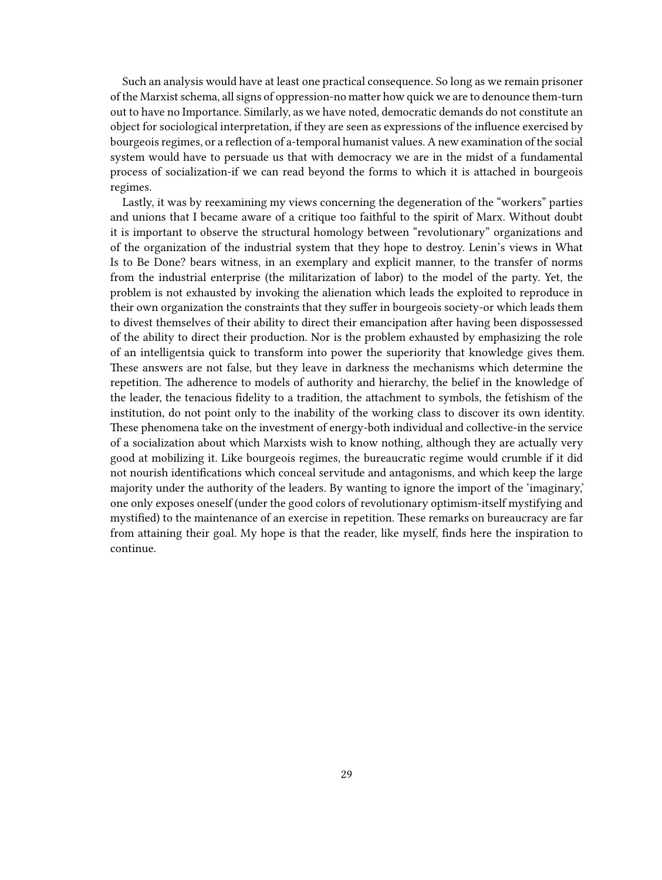Such an analysis would have at least one practical consequence. So long as we remain prisoner of the Marxist schema, all signs of oppression-no matter how quick we are to denounce them-turn out to have no Importance. Similarly, as we have noted, democratic demands do not constitute an object for sociological interpretation, if they are seen as expressions of the influence exercised by bourgeois regimes, or a reflection of a-temporal humanist values. A new examination of the social system would have to persuade us that with democracy we are in the midst of a fundamental process of socialization-if we can read beyond the forms to which it is attached in bourgeois regimes.

Lastly, it was by reexamining my views concerning the degeneration of the "workers" parties and unions that I became aware of a critique too faithful to the spirit of Marx. Without doubt it is important to observe the structural homology between "revolutionary" organizations and of the organization of the industrial system that they hope to destroy. Lenin's views in What Is to Be Done? bears witness, in an exemplary and explicit manner, to the transfer of norms from the industrial enterprise (the militarization of labor) to the model of the party. Yet, the problem is not exhausted by invoking the alienation which leads the exploited to reproduce in their own organization the constraints that they suffer in bourgeois society-or which leads them to divest themselves of their ability to direct their emancipation after having been dispossessed of the ability to direct their production. Nor is the problem exhausted by emphasizing the role of an intelligentsia quick to transform into power the superiority that knowledge gives them. These answers are not false, but they leave in darkness the mechanisms which determine the repetition. The adherence to models of authority and hierarchy, the belief in the knowledge of the leader, the tenacious fidelity to a tradition, the attachment to symbols, the fetishism of the institution, do not point only to the inability of the working class to discover its own identity. These phenomena take on the investment of energy-both individual and collective-in the service of a socialization about which Marxists wish to know nothing, although they are actually very good at mobilizing it. Like bourgeois regimes, the bureaucratic regime would crumble if it did not nourish identifications which conceal servitude and antagonisms, and which keep the large majority under the authority of the leaders. By wanting to ignore the import of the 'imaginary,' one only exposes oneself (under the good colors of revolutionary optimism-itself mystifying and mystified) to the maintenance of an exercise in repetition. These remarks on bureaucracy are far from attaining their goal. My hope is that the reader, like myself, finds here the inspiration to continue.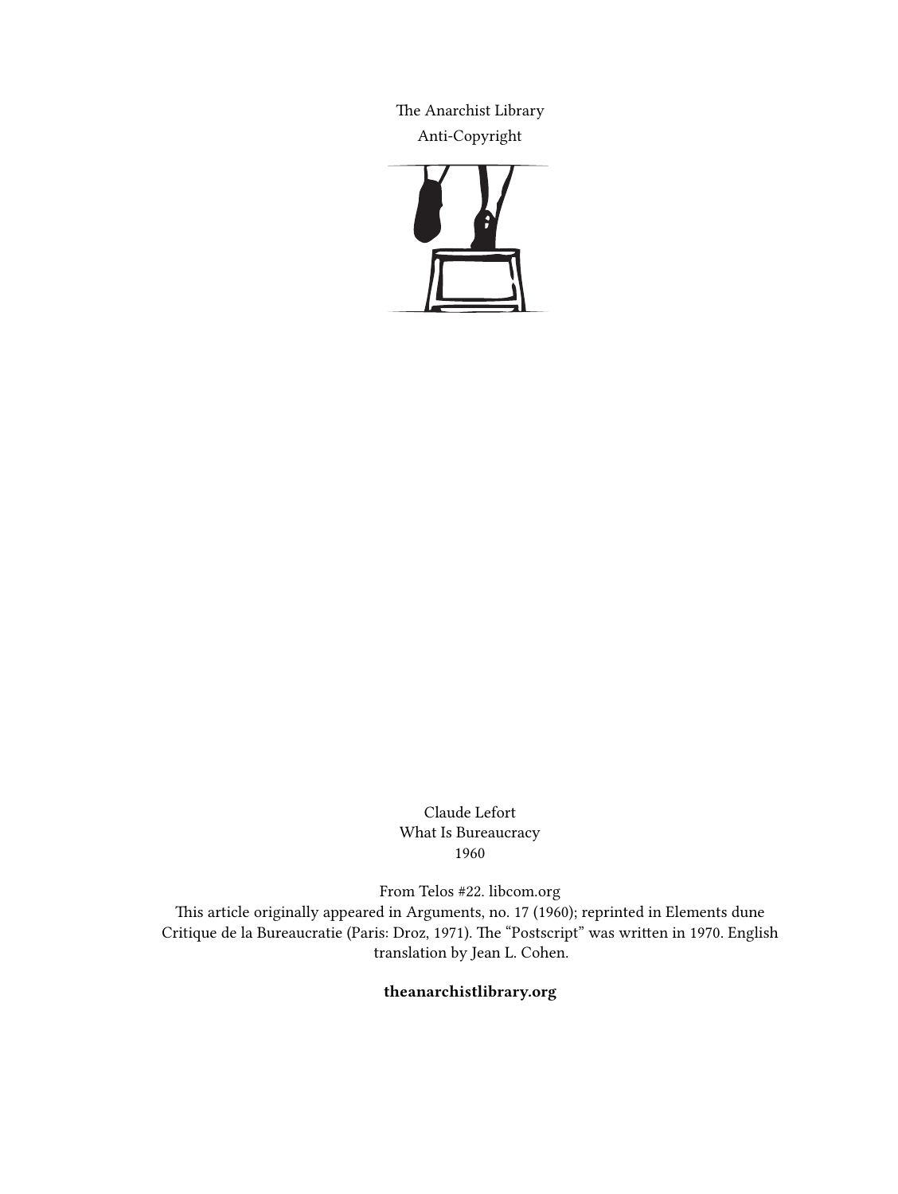The Anarchist Library
Anti-Copyright

Claude Lefort
What Is Bureaucracy
1960

From Telos #22. libcom.org
This article originally appeared in Arguments, no. 17 (1960); reprinted in Elements dune Critique de la Bureaucratie (Paris: Droz, 1971). The "Postscript" was written in 1970. English translation by Jean L. Cohen.

**theanarchistlibrary.org**